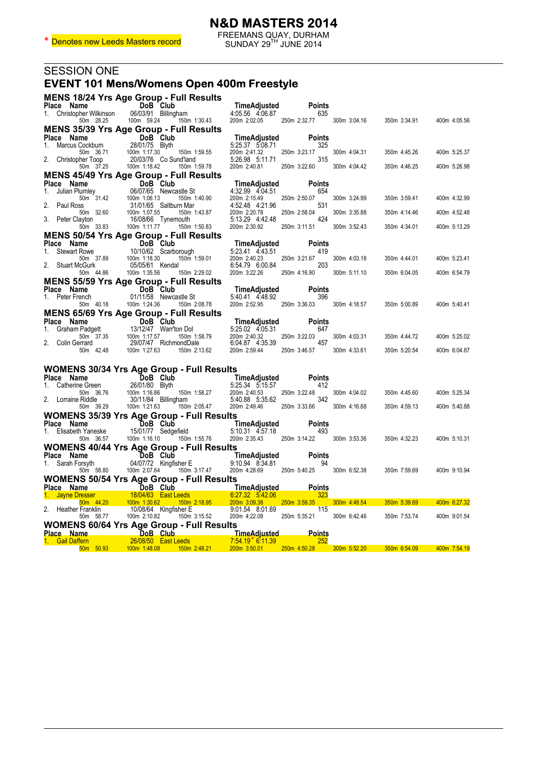\* Denotes new Leeds Masters record

# N&D MASTERS 2014

FREEMANS QUAY, DURHAM
SUNDAY 29TH JUNE 2014

## SESSION ONE

## EVENT 101 Mens/Womens Open 400m Freestyle

### MENS 18/24 Yrs Age Group - Full Results

| Place | Name | DoB | Club | Time | Adjusted | Points | | | | |
|---|---|---|---|---|---|---|---|---|---|---|
| 1. | Christopher Wilkinson | 06/03/91 | Billingham | 4:05.56 | 4:06.87 | 635 | | | | |
| | 50m 28.25 | 100m 59.24 | 150m 1:30.43 | 200m 2:02.05 | | 250m 2:32.77 | 300m 3:04.16 | 350m 3:34.91 | 400m 4:05.56 | |

### MENS 35/39 Yrs Age Group - Full Results

| Place | Name | DoB | Club | Time | Adjusted | Points | | | | |
|---|---|---|---|---|---|---|---|---|---|---|
| 1. | Marcus Cockburn | 28/01/75 | Blyth | 5:25.37 | 5:08.71 | 325 | | | | |
| | 50m 36.71 | 100m 1:17.30 | 150m 1:59.55 | 200m 2:41.32 | | 250m 3:23.17 | 300m 4:04.31 | 350m 4:45.26 | 400m 5:25.37 | |
| 2. | Christopher Toop | 20/03/76 | Co Sund'land | 5:26.98 | 5:11.71 | 315 | | | | |
| | 50m 37.25 | 100m 1:18.42 | 150m 1:59.78 | 200m 2:40.81 | | 250m 3:22.60 | 300m 4:04.42 | 350m 4:46.25 | 400m 5:26.98 | |

### MENS 45/49 Yrs Age Group - Full Results

| Place | Name | DoB | Club | Time | Adjusted | Points | | | | |
|---|---|---|---|---|---|---|---|---|---|---|
| 1. | Julian Plumley | 06/07/65 | Newcastle St | 4:32.99 | 4:04.51 | 654 | | | | |
| | 50m 31.42 | 100m 1:06.13 | 150m 1:40.90 | 200m 2:15.49 | | 250m 2:50.07 | 300m 3:24.99 | 350m 3:59.41 | 400m 4:32.99 | |
| 2. | Paul Ross | 31/01/65 | Saltburn Mar | 4:52.48 | 4:21.96 | 531 | | | | |
| | 50m 32.60 | 100m 1:07.55 | 150m 1:43.87 | 200m 2:20.78 | | 250m 2:58.04 | 300m 3:35.88 | 350m 4:14.46 | 400m 4:52.48 | |
| 3. | Peter Clayton | 16/08/66 | Tynemouth | 5:13.29 | 4:42.48 | 424 | | | | |
| | 50m 33.83 | 100m 1:11.77 | 150m 1:50.83 | 200m 2:30.92 | | 250m 3:11.51 | 300m 3:52.43 | 350m 4:34.01 | 400m 5:13.29 | |

### MENS 50/54 Yrs Age Group - Full Results

| Place | Name | DoB | Club | Time | Adjusted | Points | | | | |
|---|---|---|---|---|---|---|---|---|---|---|
| 1. | Stewart Rowe | 10/10/62 | Scarborough | 5:23.41 | 4:43.51 | 419 | | | | |
| | 50m 37.89 | 100m 1:18.30 | 150m 1:59.01 | 200m 2:40.23 | | 250m 3:21.67 | 300m 4:03.18 | 350m 4:44.01 | 400m 5:23.41 | |
| 2. | Stuart McGurk | 05/05/61 | Kendal | 6:54.79 | 6:00.84 | 203 | | | | |
| | 50m 44.86 | 100m 1:35.56 | 150m 2:29.02 | 200m 3:22.26 | | 250m 4:16.90 | 300m 5:11.10 | 350m 6:04.05 | 400m 6:54.79 | |

### MENS 55/59 Yrs Age Group - Full Results

| Place | Name | DoB | Club | Time | Adjusted | Points | | | | |
|---|---|---|---|---|---|---|---|---|---|---|
| 1. | Peter French | 01/11/58 | Newcastle St | 5:40.41 | 4:48.92 | 396 | | | | |
| | 50m 40.18 | 100m 1:24.36 | 150m 2:08.78 | 200m 2:52.95 | | 250m 3:36.03 | 300m 4:18.57 | 350m 5:00.89 | 400m 5:40.41 | |

### MENS 65/69 Yrs Age Group - Full Results

| Place | Name | DoB | Club | Time | Adjusted | Points | | | | |
|---|---|---|---|---|---|---|---|---|---|---|
| 1. | Graham Padgett | 13/12/47 | Warr'ton Dol | 5:25.02 | 4:05.31 | 647 | | | | |
| | 50m 37.35 | 100m 1:17.57 | 150m 1:58.79 | 200m 2:40.32 | | 250m 3:22.03 | 300m 4:03.31 | 350m 4:44.72 | 400m 5:25.02 | |
| 2. | Colin Gerrard | 29/07/47 | RichmondDale | 6:04.87 | 4:35.39 | 457 | | | | |
| | 50m 42.48 | 100m 1:27.63 | 150m 2:13.62 | 200m 2:59.44 | | 250m 3:46.57 | 300m 4:33.61 | 350m 5:20.54 | 400m 6:04.87 | |

### WOMENS 30/34 Yrs Age Group - Full Results

| Place | Name | DoB | Club | Time | Adjusted | Points | | | | |
|---|---|---|---|---|---|---|---|---|---|---|
| 1. | Catherine Green | 26/01/80 | Blyth | 5:25.34 | 5:15.57 | 412 | | | | |
| | 50m 36.76 | 100m 1:16.86 | 150m 1:58.27 | 200m 2:40.53 | | 250m 3:22.48 | 300m 4:04.02 | 350m 4:45.60 | 400m 5:25.34 | |
| 2. | Lorraine Riddle | 30/11/84 | Billingham | 5:40.88 | 5:35.62 | 342 | | | | |
| | 50m 39.29 | 100m 1:21.63 | 150m 2:05.47 | 200m 2:49.46 | | 250m 3:33.66 | 300m 4:16.68 | 350m 4:59.13 | 400m 5:40.88 | |

### WOMENS 35/39 Yrs Age Group - Full Results

| Place | Name | DoB | Club | Time | Adjusted | Points | | | | |
|---|---|---|---|---|---|---|---|---|---|---|
| 1. | Elisabeth Yaneske | 15/01/77 | Sedgefield | 5:10.31 | 4:57.18 | 493 | | | | |
| | 50m 36.57 | 100m 1:16.10 | 150m 1:55.76 | 200m 2:35.43 | | 250m 3:14.22 | 300m 3:53.36 | 350m 4:32.23 | 400m 5:10.31 | |

### WOMENS 40/44 Yrs Age Group - Full Results

| Place | Name | DoB | Club | Time | Adjusted | Points | | | | |
|---|---|---|---|---|---|---|---|---|---|---|
| 1. | Sarah Forsyth | 04/07/72 | Kingfisher E | 9:10.94 | 8:34.81 | 94 | | | | |
| | 50m 58.80 | 100m 2:07.64 | 150m 3:17.47 | 200m 4:28.69 | | 250m 5:40.25 | 300m 6:52.38 | 350m 7:59.69 | 400m 9:10.94 | |

### WOMENS 50/54 Yrs Age Group - Full Results

| Place | Name | DoB | Club | Time | Adjusted | Points | | | | |
|---|---|---|---|---|---|---|---|---|---|---|
| 1. | Jayne Dresser | 18/04/63 | East Leeds | 6:27.32 | 5:42.06 | 323 | | | | |
| | 50m 44.20 | 100m 1:30.62 | 150m 2:18.95 | 200m 3:09.38 | | 250m 3:59.35 | 300m 4:49.54 | 350m 5:39.69 | 400m 6:27.32 | |
| 2. | Heather Franklin | 10/08/64 | Kingfisher E | 9:01.54 | 8:01.69 | 115 | | | | |
| | 50m 58.77 | 100m 2:10.82 | 150m 3:15.52 | 200m 4:22.08 | | 250m 5:35.21 | 300m 6:42.46 | 350m 7:53.74 | 400m 9:01.54 | |

### WOMENS 60/64 Yrs Age Group - Full Results

| Place | Name | DoB | Club | Time | Adjusted | Points | | | | |
|---|---|---|---|---|---|---|---|---|---|---|
| 1. | Gail Daffern | 26/08/50 | East Leeds | 7:54.19* | 6:11.39 | 252 | | | | |
| | 50m 50.93 | 100m 1:48.08 | 150m 2:48.21 | 200m 3:50.01 | | 250m 4:50.28 | 300m 5:52.20 | 350m 6:54.09 | 400m 7:54.19 | |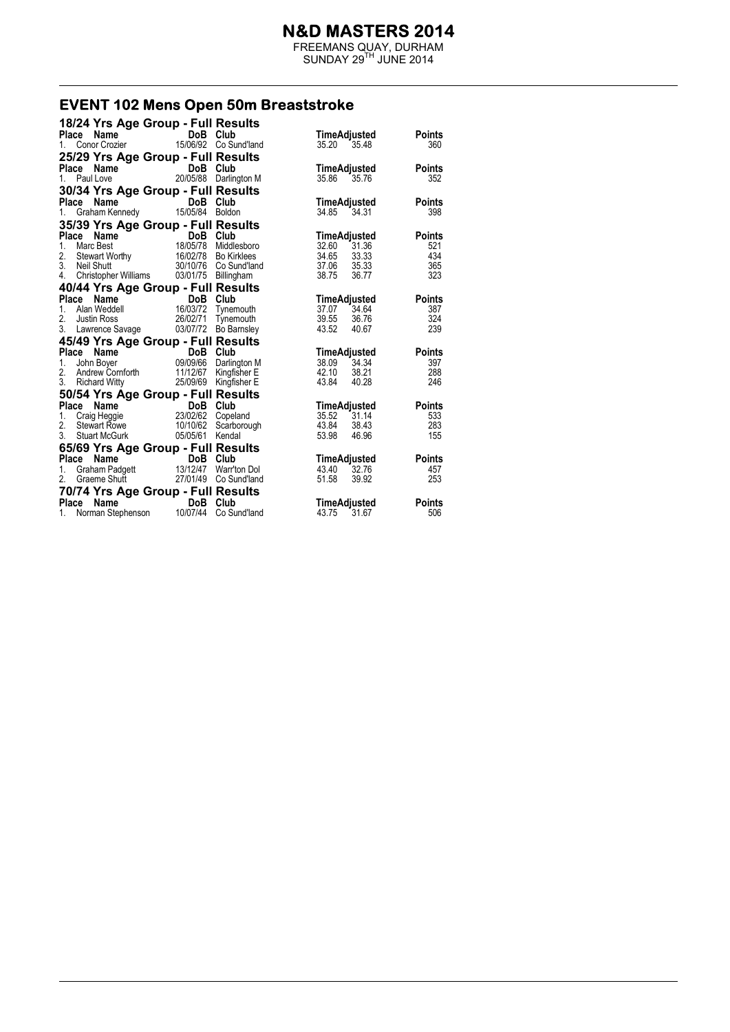# N&D MASTERS 2014

FREEMANS QUAY, DURHAM
SUNDAY 29TH JUNE 2014

## EVENT 102 Mens Open 50m Breaststroke

### 18/24 Yrs Age Group - Full Results

| Place | Name | DoB | Club | Time | Adjusted | Points |
|---|---|---|---|---|---|---|
| 1. | Conor Crozier | 15/06/92 | Co Sund'land | 35.20 | 35.48 | 360 |

### 25/29 Yrs Age Group - Full Results

| Place | Name | DoB | Club | Time | Adjusted | Points |
|---|---|---|---|---|---|---|
| 1. | Paul Love | 20/05/88 | Darlington M | 35.86 | 35.76 | 352 |

### 30/34 Yrs Age Group - Full Results

| Place | Name | DoB | Club | Time | Adjusted | Points |
|---|---|---|---|---|---|---|
| 1. | Graham Kennedy | 15/05/84 | Boldon | 34.85 | 34.31 | 398 |

### 35/39 Yrs Age Group - Full Results

| Place | Name | DoB | Club | Time | Adjusted | Points |
|---|---|---|---|---|---|---|
| 1. | Marc Best | 18/05/78 | Middlesboro | 32.60 | 31.36 | 521 |
| 2. | Stewart Worthy | 16/02/78 | Bo Kirklees | 34.65 | 33.33 | 434 |
| 3. | Neil Shutt | 30/10/76 | Co Sund'land | 37.06 | 35.33 | 365 |
| 4. | Christopher Williams | 03/01/75 | Billingham | 38.75 | 36.77 | 323 |

### 40/44 Yrs Age Group - Full Results

| Place | Name | DoB | Club | Time | Adjusted | Points |
|---|---|---|---|---|---|---|
| 1. | Alan Weddell | 16/03/72 | Tynemouth | 37.07 | 34.64 | 387 |
| 2. | Justin Ross | 26/02/71 | Tynemouth | 39.55 | 36.76 | 324 |
| 3. | Lawrence Savage | 03/07/72 | Bo Barnsley | 43.52 | 40.67 | 239 |

### 45/49 Yrs Age Group - Full Results

| Place | Name | DoB | Club | Time | Adjusted | Points |
|---|---|---|---|---|---|---|
| 1. | John Boyer | 09/09/66 | Darlington M | 38.09 | 34.34 | 397 |
| 2. | Andrew Cornforth | 11/12/67 | Kingfisher E | 42.10 | 38.21 | 288 |
| 3. | Richard Witty | 25/09/69 | Kingfisher E | 43.84 | 40.28 | 246 |

### 50/54 Yrs Age Group - Full Results

| Place | Name | DoB | Club | Time | Adjusted | Points |
|---|---|---|---|---|---|---|
| 1. | Craig Heggie | 23/02/62 | Copeland | 35.52 | 31.14 | 533 |
| 2. | Stewart Rowe | 10/10/62 | Scarborough | 43.84 | 38.43 | 283 |
| 3. | Stuart McGurk | 05/05/61 | Kendal | 53.98 | 46.96 | 155 |

### 65/69 Yrs Age Group - Full Results

| Place | Name | DoB | Club | Time | Adjusted | Points |
|---|---|---|---|---|---|---|
| 1. | Graham Padgett | 13/12/47 | Warr'ton Dol | 43.40 | 32.76 | 457 |
| 2. | Graeme Shutt | 27/01/49 | Co Sund'land | 51.58 | 39.92 | 253 |

### 70/74 Yrs Age Group - Full Results

| Place | Name | DoB | Club | Time | Adjusted | Points |
|---|---|---|---|---|---|---|
| 1. | Norman Stephenson | 10/07/44 | Co Sund'land | 43.75 | 31.67 | 506 |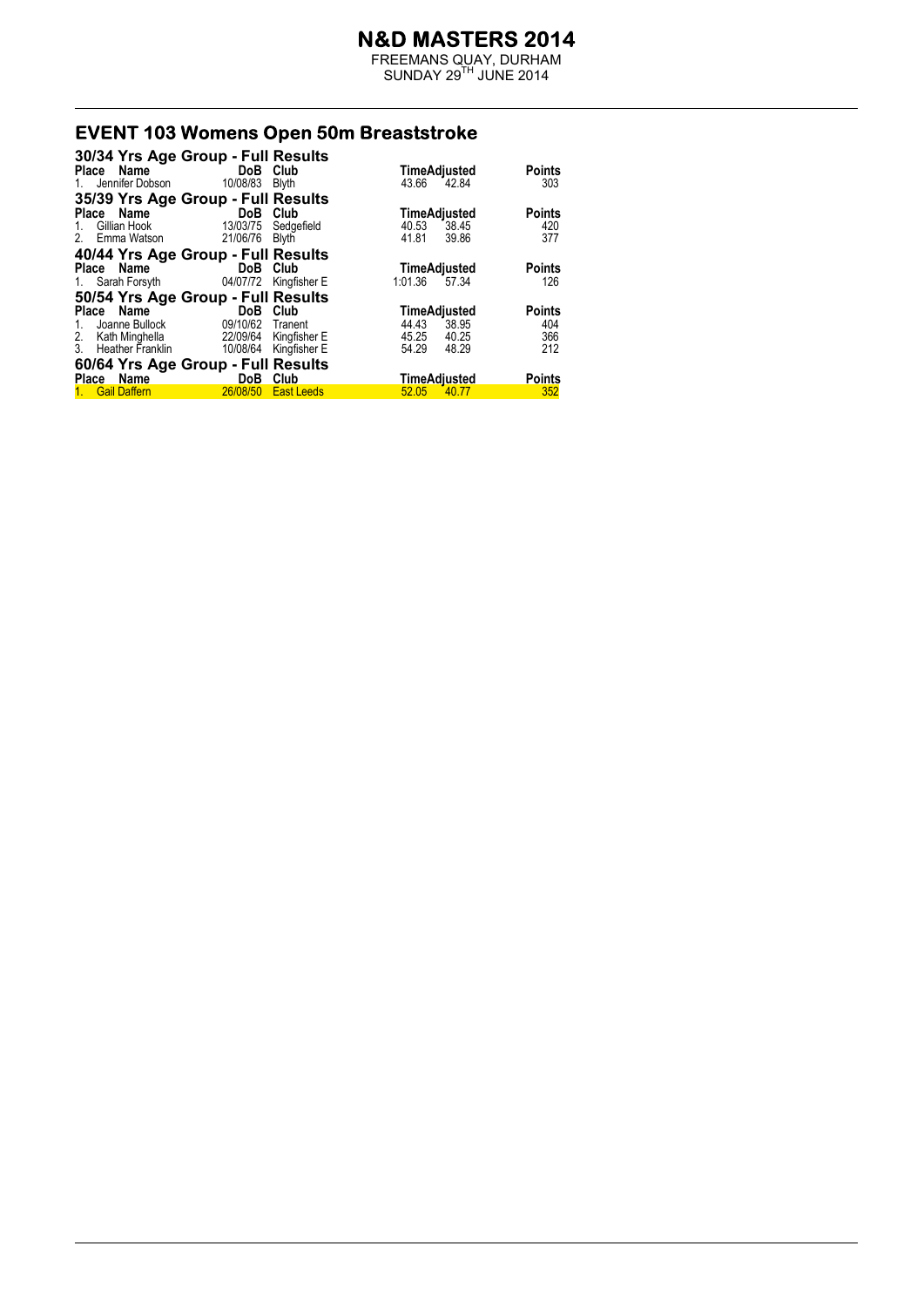# N&D MASTERS 2014

FREEMANS QUAY, DURHAM
SUNDAY 29TH JUNE 2014

## EVENT 103 Womens Open 50m Breaststroke

### 30/34 Yrs Age Group - Full Results

| Place | Name | DoB | Club | Time | Adjusted | Points |
|---|---|---|---|---|---|---|
| 1. | Jennifer Dobson | 10/08/83 | Blyth | 43.66 | 42.84 | 303 |

### 35/39 Yrs Age Group - Full Results

| Place | Name | DoB | Club | Time | Adjusted | Points |
|---|---|---|---|---|---|---|
| 1. | Gillian Hook | 13/03/75 | Sedgefield | 40.53 | 38.45 | 420 |
| 2. | Emma Watson | 21/06/76 | Blyth | 41.81 | 39.86 | 377 |

### 40/44 Yrs Age Group - Full Results

| Place | Name | DoB | Club | Time | Adjusted | Points |
|---|---|---|---|---|---|---|
| 1. | Sarah Forsyth | 04/07/72 | Kingfisher E | 1:01.36 | 57.34 | 126 |

### 50/54 Yrs Age Group - Full Results

| Place | Name | DoB | Club | Time | Adjusted | Points |
|---|---|---|---|---|---|---|
| 1. | Joanne Bullock | 09/10/62 | Tranent | 44.43 | 38.95 | 404 |
| 2. | Kath Minghella | 22/09/64 | Kingfisher E | 45.25 | 40.25 | 366 |
| 3. | Heather Franklin | 10/08/64 | Kingfisher E | 54.29 | 48.29 | 212 |

### 60/64 Yrs Age Group - Full Results

| Place | Name | DoB | Club | Time | Adjusted | Points |
|---|---|---|---|---|---|---|
| 1. | Gail Daffern | 26/08/50 | East Leeds | 52.05 | 40.77 | 352 |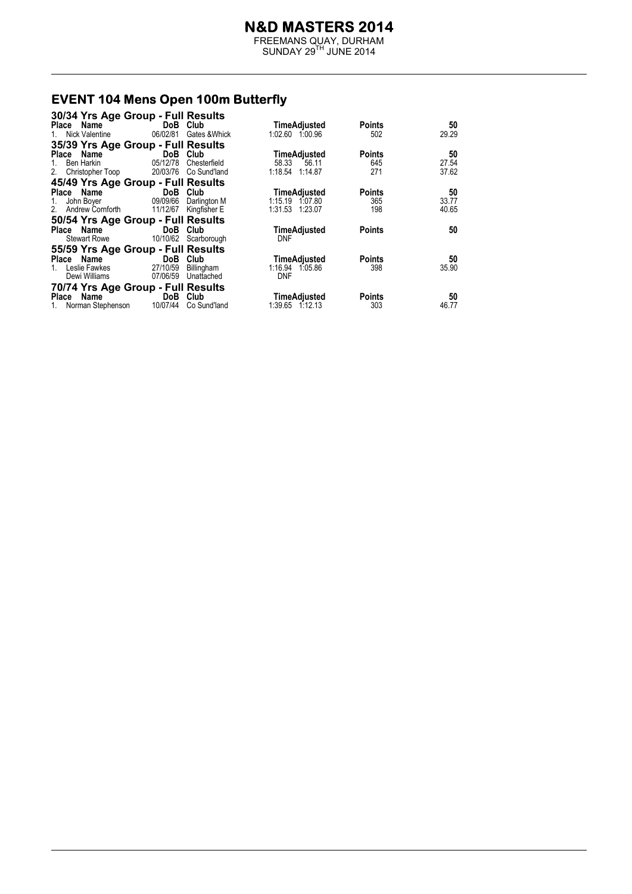# N&D MASTERS 2014

FREEMANS QUAY, DURHAM
SUNDAY 29TH JUNE 2014

## EVENT 104 Mens Open 100m Butterfly

### 30/34 Yrs Age Group - Full Results

| Place | Name | DoB | Club | Time | Adjusted | Points | 50 |
|---|---|---|---|---|---|---|---|
| 1. | Nick Valentine | 06/02/81 | Gates &Whick | 1:02.60 | 1:00.96 | 502 | 29.29 |

### 35/39 Yrs Age Group - Full Results

| Place | Name | DoB | Club | Time | Adjusted | Points | 50 |
|---|---|---|---|---|---|---|---|
| 1. | Ben Harkin | 05/12/78 | Chesterfield | 58.33 | 56.11 | 645 | 27.54 |
| 2. | Christopher Toop | 20/03/76 | Co Sund'land | 1:18.54 | 1:14.87 | 271 | 37.62 |

### 45/49 Yrs Age Group - Full Results

| Place | Name | DoB | Club | Time | Adjusted | Points | 50 |
|---|---|---|---|---|---|---|---|
| 1. | John Boyer | 09/09/66 | Darlington M | 1:15.19 | 1:07.80 | 365 | 33.77 |
| 2. | Andrew Cornforth | 11/12/67 | Kingfisher E | 1:31.53 | 1:23.07 | 198 | 40.65 |

### 50/54 Yrs Age Group - Full Results

| Place | Name | DoB | Club | Time | Adjusted | Points | 50 |
|---|---|---|---|---|---|---|---|
| | Stewart Rowe | 10/10/62 | Scarborough | DNF | | | |

### 55/59 Yrs Age Group - Full Results

| Place | Name | DoB | Club | Time | Adjusted | Points | 50 |
|---|---|---|---|---|---|---|---|
| 1. | Leslie Fawkes | 27/10/59 | Billingham | 1:16.94 | 1:05.86 | 398 | 35.90 |
| | Dewi Williams | 07/06/59 | Unattached | DNF | | | |

### 70/74 Yrs Age Group - Full Results

| Place | Name | DoB | Club | Time | Adjusted | Points | 50 |
|---|---|---|---|---|---|---|---|
| 1. | Norman Stephenson | 10/07/44 | Co Sund'land | 1:39.65 | 1:12.13 | 303 | 46.77 |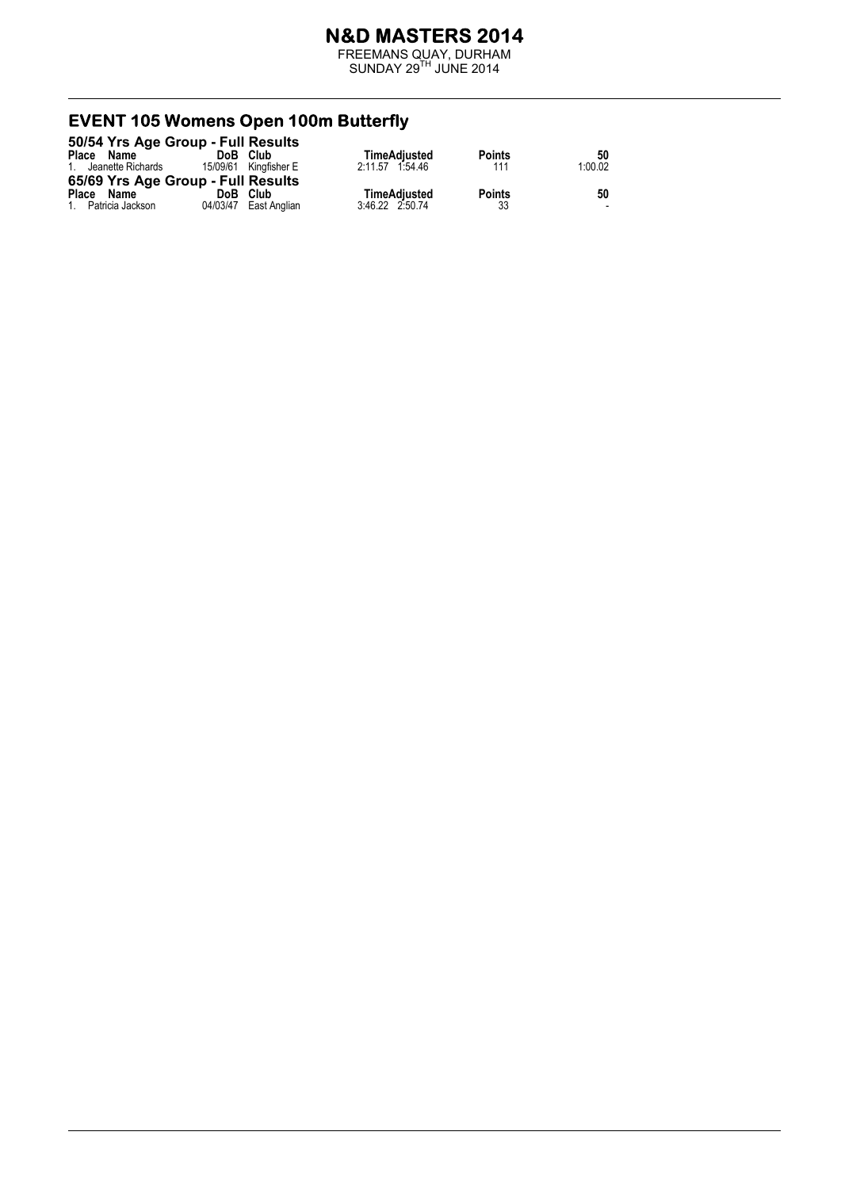# N&D MASTERS 2014

FREEMANS QUAY, DURHAM
SUNDAY 29TH JUNE 2014

## EVENT 105 Womens Open 100m Butterfly

### 50/54 Yrs Age Group - Full Results

| Place | Name | DoB | Club | Time | Adjusted | Points | 50 |
|---|---|---|---|---|---|---|---|
| 1. | Jeanette Richards | 15/09/61 | Kingfisher E | 2:11.57 | 1:54.46 | 111 | 1:00.02 |

### 65/69 Yrs Age Group - Full Results

| Place | Name | DoB | Club | Time | Adjusted | Points | 50 |
|---|---|---|---|---|---|---|---|
| 1. | Patricia Jackson | 04/03/47 | East Anglian | 3:46.22 | 2:50.74 | 33 | - |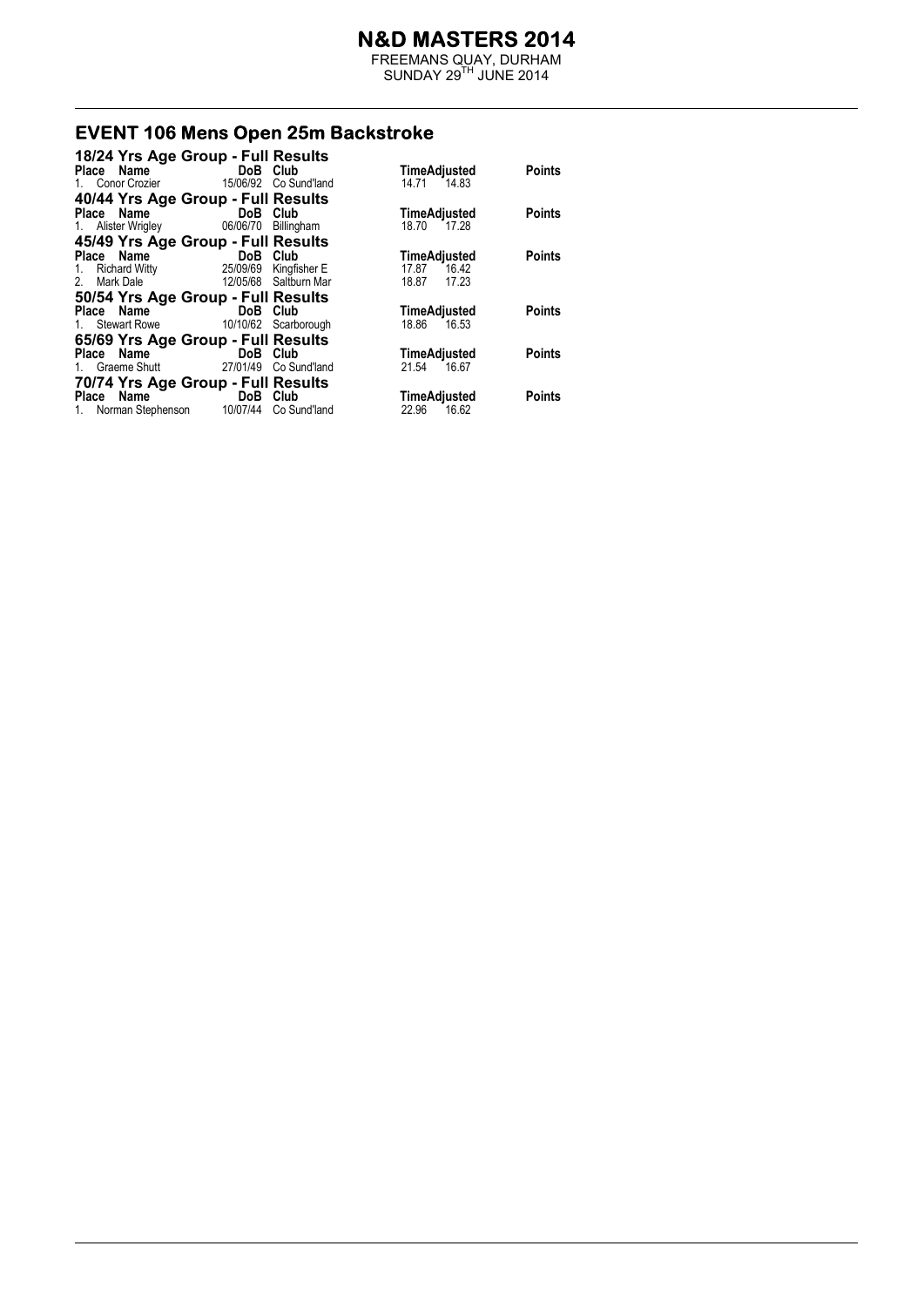# N&D MASTERS 2014

FREEMANS QUAY, DURHAM
SUNDAY 29TH JUNE 2014

## EVENT 106 Mens Open 25m Backstroke

### 18/24 Yrs Age Group - Full Results

| Place | Name | DoB | Club | Time | Adjusted | Points |
|---|---|---|---|---|---|---|
| 1. | Conor Crozier | 15/06/92 | Co Sund'land | 14.71 | 14.83 | |

### 40/44 Yrs Age Group - Full Results

| Place | Name | DoB | Club | Time | Adjusted | Points |
|---|---|---|---|---|---|---|
| 1. | Alister Wrigley | 06/06/70 | Billingham | 18.70 | 17.28 | |

### 45/49 Yrs Age Group - Full Results

| Place | Name | DoB | Club | Time | Adjusted | Points |
|---|---|---|---|---|---|---|
| 1. | Richard Witty | 25/09/69 | Kingfisher E | 17.87 | 16.42 | |
| 2. | Mark Dale | 12/05/68 | Saltburn Mar | 18.87 | 17.23 | |

### 50/54 Yrs Age Group - Full Results

| Place | Name | DoB | Club | Time | Adjusted | Points |
|---|---|---|---|---|---|---|
| 1. | Stewart Rowe | 10/10/62 | Scarborough | 18.86 | 16.53 | |

### 65/69 Yrs Age Group - Full Results

| Place | Name | DoB | Club | Time | Adjusted | Points |
|---|---|---|---|---|---|---|
| 1. | Graeme Shutt | 27/01/49 | Co Sund'land | 21.54 | 16.67 | |

### 70/74 Yrs Age Group - Full Results

| Place | Name | DoB | Club | Time | Adjusted | Points |
|---|---|---|---|---|---|---|
| 1. | Norman Stephenson | 10/07/44 | Co Sund'land | 22.96 | 16.62 | |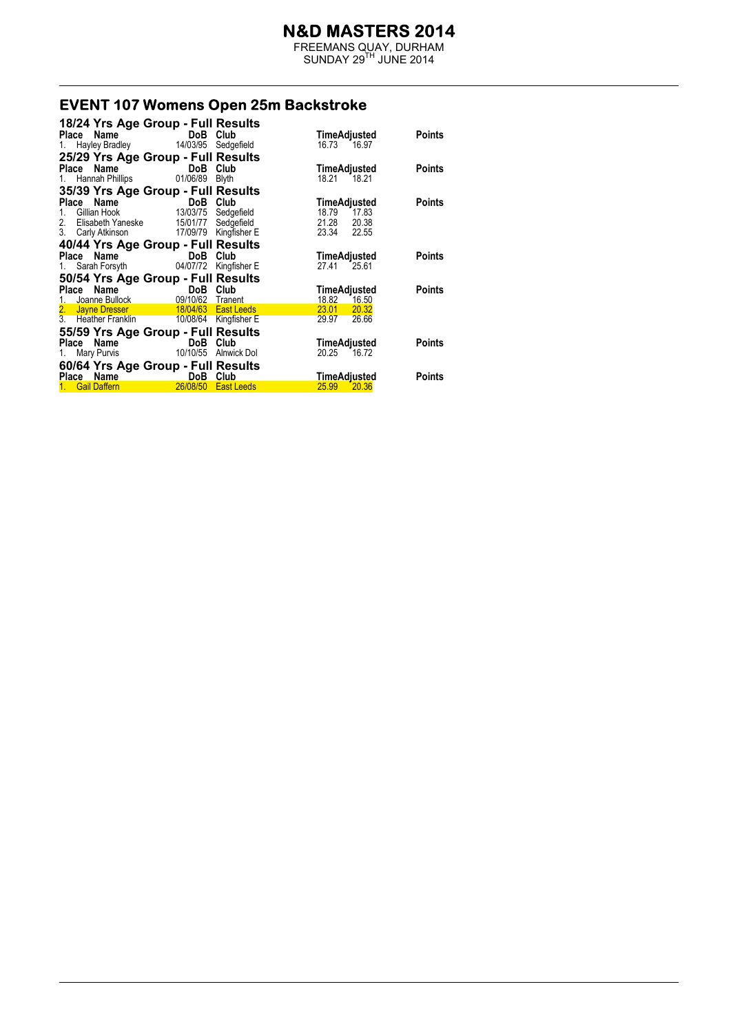# N&D MASTERS 2014

FREEMANS QUAY, DURHAM
SUNDAY 29TH JUNE 2014

## EVENT 107 Womens Open 25m Backstroke

### 18/24 Yrs Age Group - Full Results

| Place | Name | DoB | Club | Time | Adjusted | Points |
|---|---|---|---|---|---|---|
| 1. | Hayley Bradley | 14/03/95 | Sedgefield | 16.73 | 16.97 | |

### 25/29 Yrs Age Group - Full Results

| Place | Name | DoB | Club | Time | Adjusted | Points |
|---|---|---|---|---|---|---|
| 1. | Hannah Phillips | 01/06/89 | Blyth | 18.21 | 18.21 | |

### 35/39 Yrs Age Group - Full Results

| Place | Name | DoB | Club | Time | Adjusted | Points |
|---|---|---|---|---|---|---|
| 1. | Gillian Hook | 13/03/75 | Sedgefield | 18.79 | 17.83 | |
| 2. | Elisabeth Yaneske | 15/01/77 | Sedgefield | 21.28 | 20.38 | |
| 3. | Carly Atkinson | 17/09/79 | Kingfisher E | 23.34 | 22.55 | |

### 40/44 Yrs Age Group - Full Results

| Place | Name | DoB | Club | Time | Adjusted | Points |
|---|---|---|---|---|---|---|
| 1. | Sarah Forsyth | 04/07/72 | Kingfisher E | 27.41 | 25.61 | |

### 50/54 Yrs Age Group - Full Results

| Place | Name | DoB | Club | Time | Adjusted | Points |
|---|---|---|---|---|---|---|
| 1. | Joanne Bullock | 09/10/62 | Tranent | 18.82 | 16.50 | |
| 2. | Jayne Dresser | 18/04/63 | East Leeds | 23.01 | 20.32 | |
| 3. | Heather Franklin | 10/08/64 | Kingfisher E | 29.97 | 26.66 | |

### 55/59 Yrs Age Group - Full Results

| Place | Name | DoB | Club | Time | Adjusted | Points |
|---|---|---|---|---|---|---|
| 1. | Mary Purvis | 10/10/55 | Alnwick Dol | 20.25 | 16.72 | |

### 60/64 Yrs Age Group - Full Results

| Place | Name | DoB | Club | Time | Adjusted | Points |
|---|---|---|---|---|---|---|
| 1. | Gail Daffern | 26/08/50 | East Leeds | 25.99 | 20.36 | |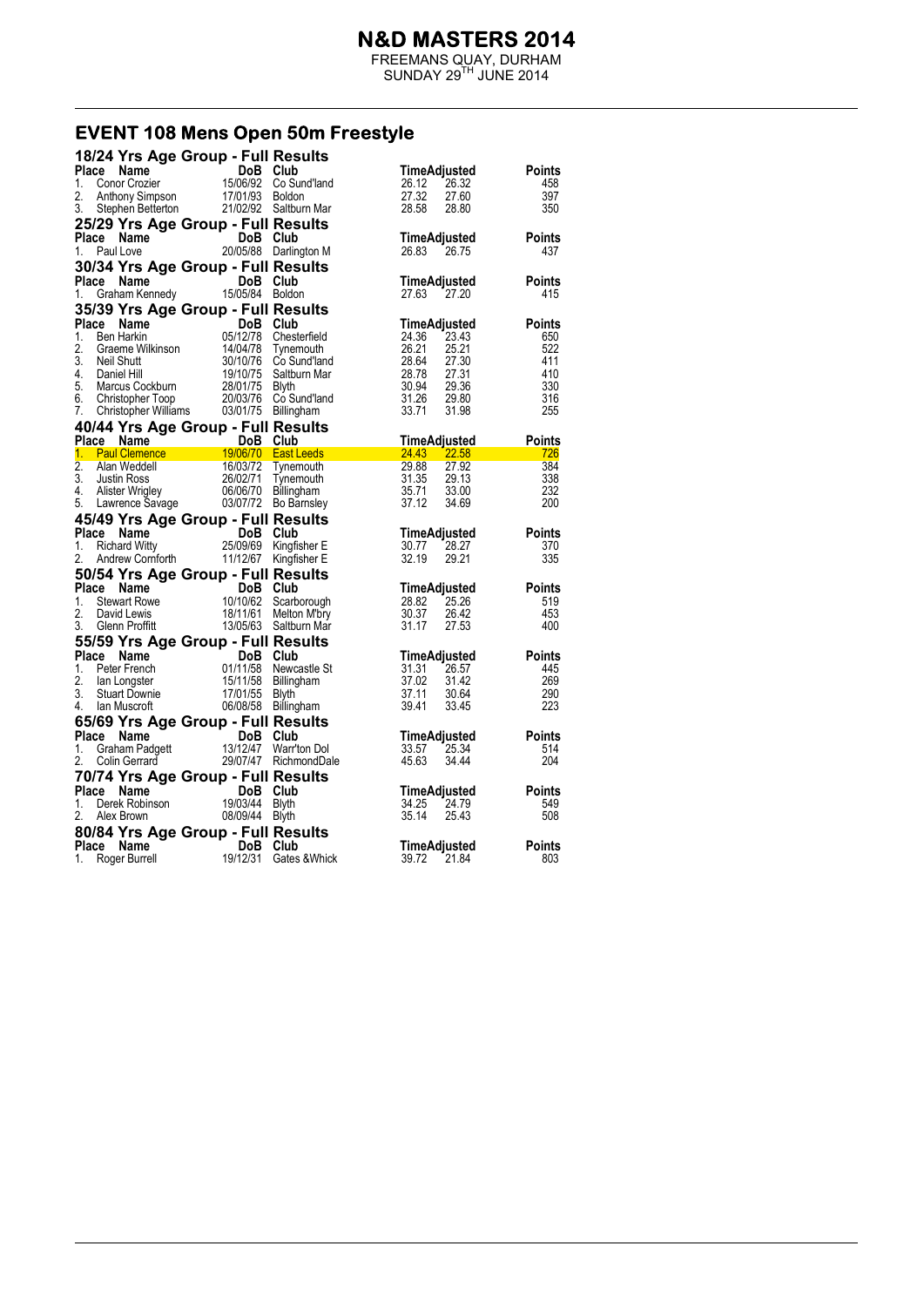# N&D MASTERS 2014

FREEMANS QUAY, DURHAM
SUNDAY 29TH JUNE 2014

## EVENT 108 Mens Open 50m Freestyle

### 18/24 Yrs Age Group - Full Results

| Place | Name | DoB | Club | Time | Adjusted | Points |
|---|---|---|---|---|---|---|
| 1. | Conor Crozier | 15/06/92 | Co Sund'land | 26.12 | 26.32 | 458 |
| 2. | Anthony Simpson | 17/01/93 | Boldon | 27.32 | 27.60 | 397 |
| 3. | Stephen Betterton | 21/02/92 | Saltburn Mar | 28.58 | 28.80 | 350 |

### 25/29 Yrs Age Group - Full Results

| Place | Name | DoB | Club | Time | Adjusted | Points |
|---|---|---|---|---|---|---|
| 1. | Paul Love | 20/05/88 | Darlington M | 26.83 | 26.75 | 437 |

### 30/34 Yrs Age Group - Full Results

| Place | Name | DoB | Club | Time | Adjusted | Points |
|---|---|---|---|---|---|---|
| 1. | Graham Kennedy | 15/05/84 | Boldon | 27.63 | 27.20 | 415 |

### 35/39 Yrs Age Group - Full Results

| Place | Name | DoB | Club | Time | Adjusted | Points |
|---|---|---|---|---|---|---|
| 1. | Ben Harkin | 05/12/78 | Chesterfield | 24.36 | 23.43 | 650 |
| 2. | Graeme Wilkinson | 14/04/78 | Tynemouth | 26.21 | 25.21 | 522 |
| 3. | Neil Shutt | 30/10/76 | Co Sund'land | 28.64 | 27.30 | 411 |
| 4. | Daniel Hill | 19/10/75 | Saltburn Mar | 28.78 | 27.31 | 410 |
| 5. | Marcus Cockburn | 28/01/75 | Blyth | 30.94 | 29.36 | 330 |
| 6. | Christopher Toop | 20/03/76 | Co Sund'land | 31.26 | 29.80 | 316 |
| 7. | Christopher Williams | 03/01/75 | Billingham | 33.71 | 31.98 | 255 |

### 40/44 Yrs Age Group - Full Results

| Place | Name | DoB | Club | Time | Adjusted | Points |
|---|---|---|---|---|---|---|
| 1. | Paul Clemence | 19/06/70 | East Leeds | 24.43 | 22.58 | 726 |
| 2. | Alan Weddell | 16/03/72 | Tynemouth | 29.88 | 27.92 | 384 |
| 3. | Justin Ross | 26/02/71 | Tynemouth | 31.35 | 29.13 | 338 |
| 4. | Alister Wrigley | 06/06/70 | Billingham | 35.71 | 33.00 | 232 |
| 5. | Lawrence Savage | 03/07/72 | Bo Barnsley | 37.12 | 34.69 | 200 |

### 45/49 Yrs Age Group - Full Results

| Place | Name | DoB | Club | Time | Adjusted | Points |
|---|---|---|---|---|---|---|
| 1. | Richard Witty | 25/09/69 | Kingfisher E | 30.77 | 28.27 | 370 |
| 2. | Andrew Cornforth | 11/12/67 | Kingfisher E | 32.19 | 29.21 | 335 |

### 50/54 Yrs Age Group - Full Results

| Place | Name | DoB | Club | Time | Adjusted | Points |
|---|---|---|---|---|---|---|
| 1. | Stewart Rowe | 10/10/62 | Scarborough | 28.82 | 25.26 | 519 |
| 2. | David Lewis | 18/11/61 | Melton M'bry | 30.37 | 26.42 | 453 |
| 3. | Glenn Proffitt | 13/05/63 | Saltburn Mar | 31.17 | 27.53 | 400 |

### 55/59 Yrs Age Group - Full Results

| Place | Name | DoB | Club | Time | Adjusted | Points |
|---|---|---|---|---|---|---|
| 1. | Peter French | 01/11/58 | Newcastle St | 31.31 | 26.57 | 445 |
| 2. | Ian Longster | 15/11/58 | Billingham | 37.02 | 31.42 | 269 |
| 3. | Stuart Downie | 17/01/55 | Blyth | 37.11 | 30.64 | 290 |
| 4. | Ian Muscroft | 06/08/58 | Billingham | 39.41 | 33.45 | 223 |

### 65/69 Yrs Age Group - Full Results

| Place | Name | DoB | Club | Time | Adjusted | Points |
|---|---|---|---|---|---|---|
| 1. | Graham Padgett | 13/12/47 | Warr'ton Dol | 33.57 | 25.34 | 514 |
| 2. | Colin Gerrard | 29/07/47 | RichmondDale | 45.63 | 34.44 | 204 |

### 70/74 Yrs Age Group - Full Results

| Place | Name | DoB | Club | Time | Adjusted | Points |
|---|---|---|---|---|---|---|
| 1. | Derek Robinson | 19/03/44 | Blyth | 34.25 | 24.79 | 549 |
| 2. | Alex Brown | 08/09/44 | Blyth | 35.14 | 25.43 | 508 |

### 80/84 Yrs Age Group - Full Results

| Place | Name | DoB | Club | Time | Adjusted | Points |
|---|---|---|---|---|---|---|
| 1. | Roger Burrell | 19/12/31 | Gates &Whick | 39.72 | 21.84 | 803 |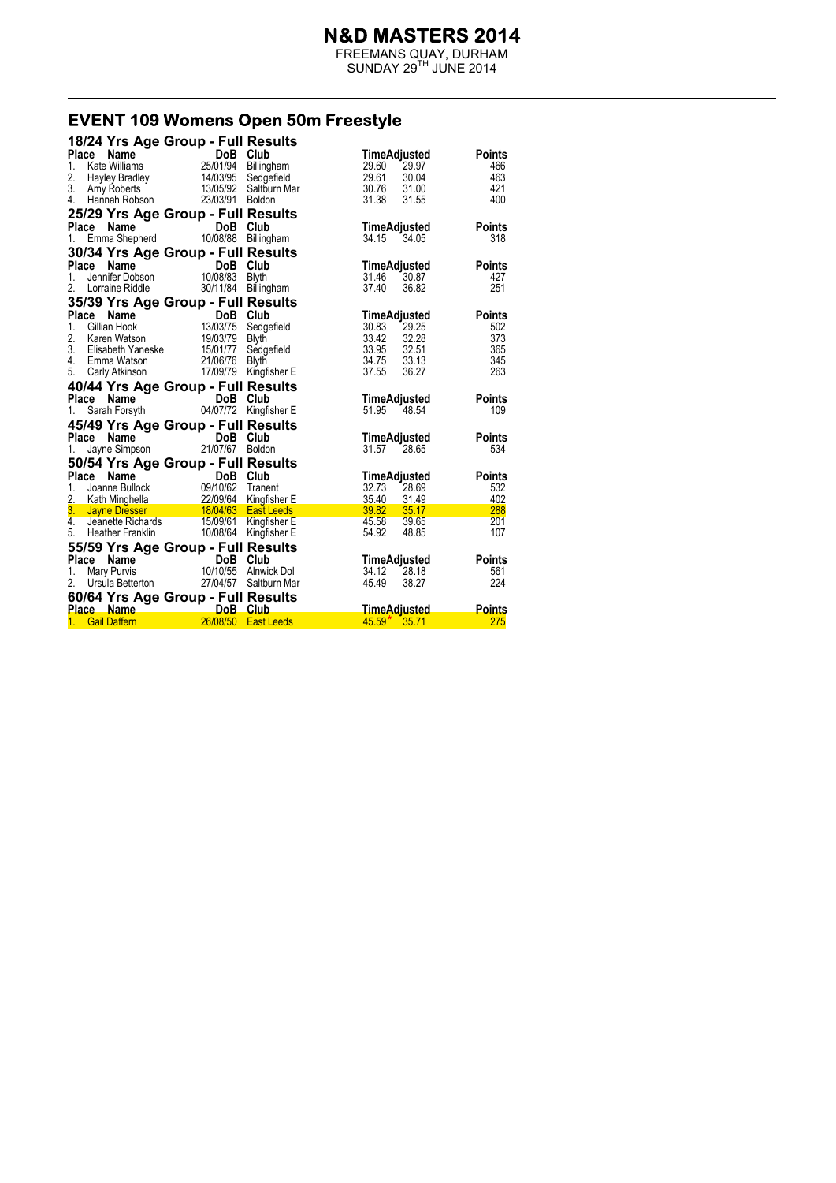# N&D MASTERS 2014

FREEMANS QUAY, DURHAM
SUNDAY 29TH JUNE 2014

## EVENT 109 Womens Open 50m Freestyle

### 18/24 Yrs Age Group - Full Results

| Place | Name | DoB | Club | Time | Adjusted | Points |
|---|---|---|---|---|---|---|
| 1. | Kate Williams | 25/01/94 | Billingham | 29.60 | 29.97 | 466 |
| 2. | Hayley Bradley | 14/03/95 | Sedgefield | 29.61 | 30.04 | 463 |
| 3. | Amy Roberts | 13/05/92 | Saltburn Mar | 30.76 | 31.00 | 421 |
| 4. | Hannah Robson | 23/03/91 | Boldon | 31.38 | 31.55 | 400 |

### 25/29 Yrs Age Group - Full Results

| Place | Name | DoB | Club | Time | Adjusted | Points |
|---|---|---|---|---|---|---|
| 1. | Emma Shepherd | 10/08/88 | Billingham | 34.15 | 34.05 | 318 |

### 30/34 Yrs Age Group - Full Results

| Place | Name | DoB | Club | Time | Adjusted | Points |
|---|---|---|---|---|---|---|
| 1. | Jennifer Dobson | 10/08/83 | Blyth | 31.46 | 30.87 | 427 |
| 2. | Lorraine Riddle | 30/11/84 | Billingham | 37.40 | 36.82 | 251 |

### 35/39 Yrs Age Group - Full Results

| Place | Name | DoB | Club | Time | Adjusted | Points |
|---|---|---|---|---|---|---|
| 1. | Gillian Hook | 13/03/75 | Sedgefield | 30.83 | 29.25 | 502 |
| 2. | Karen Watson | 19/03/79 | Blyth | 33.42 | 32.28 | 373 |
| 3. | Elisabeth Yaneske | 15/01/77 | Sedgefield | 33.95 | 32.51 | 365 |
| 4. | Emma Watson | 21/06/76 | Blyth | 34.75 | 33.13 | 345 |
| 5. | Carly Atkinson | 17/09/79 | Kingfisher E | 37.55 | 36.27 | 263 |

### 40/44 Yrs Age Group - Full Results

| Place | Name | DoB | Club | Time | Adjusted | Points |
|---|---|---|---|---|---|---|
| 1. | Sarah Forsyth | 04/07/72 | Kingfisher E | 51.95 | 48.54 | 109 |

### 45/49 Yrs Age Group - Full Results

| Place | Name | DoB | Club | Time | Adjusted | Points |
|---|---|---|---|---|---|---|
| 1. | Jayne Simpson | 21/07/67 | Boldon | 31.57 | 28.65 | 534 |

### 50/54 Yrs Age Group - Full Results

| Place | Name | DoB | Club | Time | Adjusted | Points |
|---|---|---|---|---|---|---|
| 1. | Joanne Bullock | 09/10/62 | Tranent | 32.73 | 28.69 | 532 |
| 2. | Kath Minghella | 22/09/64 | Kingfisher E | 35.40 | 31.49 | 402 |
| 3. | Jayne Dresser | 18/04/63 | East Leeds | 39.82 | 35.17 | 288 |
| 4. | Jeanette Richards | 15/09/61 | Kingfisher E | 45.58 | 39.65 | 201 |
| 5. | Heather Franklin | 10/08/64 | Kingfisher E | 54.92 | 48.85 | 107 |

### 55/59 Yrs Age Group - Full Results

| Place | Name | DoB | Club | Time | Adjusted | Points |
|---|---|---|---|---|---|---|
| 1. | Mary Purvis | 10/10/55 | Alnwick Dol | 34.12 | 28.18 | 561 |
| 2. | Ursula Betterton | 27/04/57 | Saltburn Mar | 45.49 | 38.27 | 224 |

### 60/64 Yrs Age Group - Full Results

| Place | Name | DoB | Club | Time | Adjusted | Points |
|---|---|---|---|---|---|---|
| 1. | Gail Daffern | 26/08/50 | East Leeds | 45.59* | 35.71 | 275 |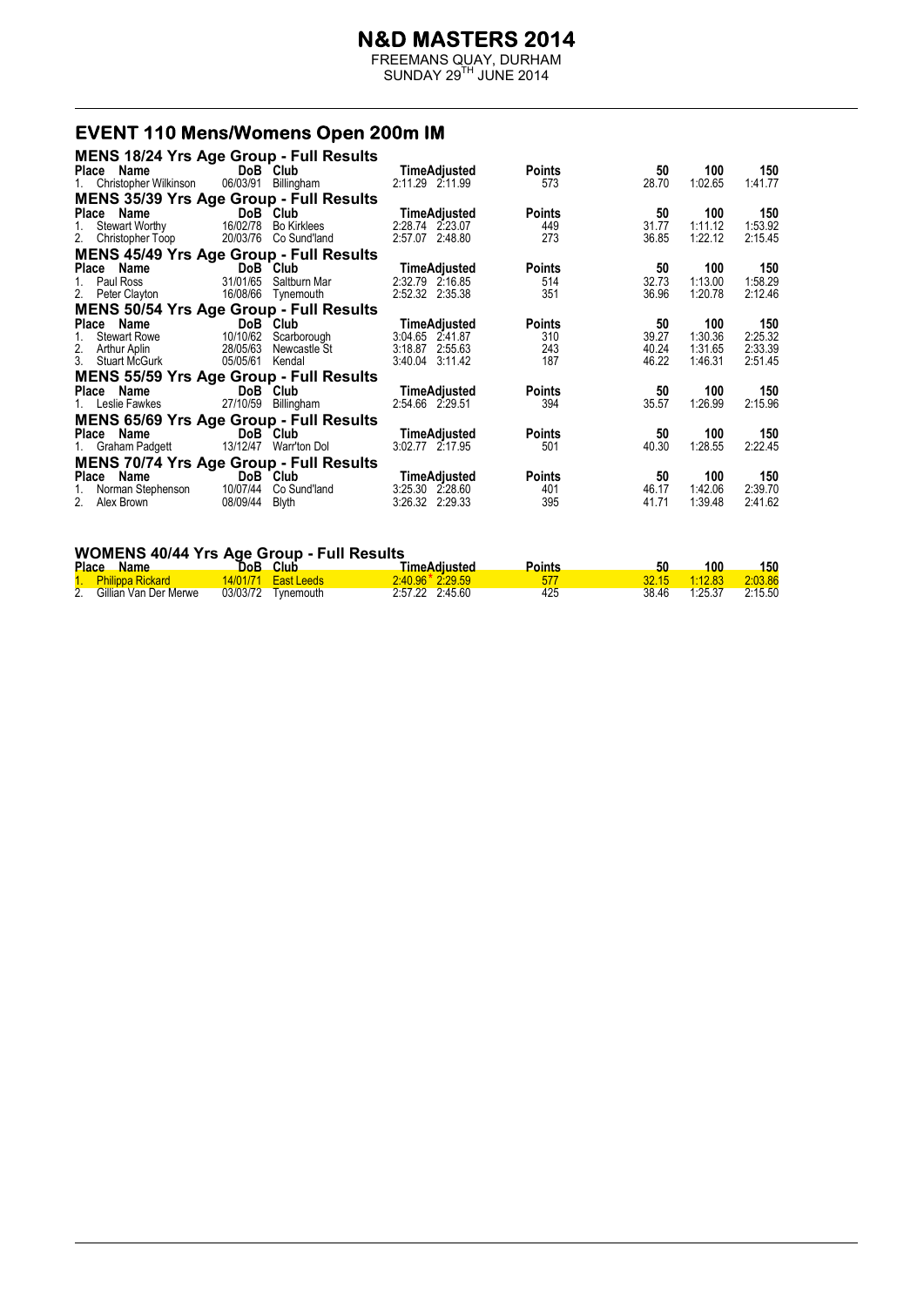# N&D MASTERS 2014

FREEMANS QUAY, DURHAM
SUNDAY 29TH JUNE 2014

## EVENT 110 Mens/Womens Open 200m IM

### MENS 18/24 Yrs Age Group - Full Results

| Place | Name | DoB | Club | Time | Adjusted | Points | 50 | 100 | 150 |
|---|---|---|---|---|---|---|---|---|---|
| 1. | Christopher Wilkinson | 06/03/91 | Billingham | 2:11.29 | 2:11.99 | 573 | 28.70 | 1:02.65 | 1:41.77 |

### MENS 35/39 Yrs Age Group - Full Results

| Place | Name | DoB | Club | Time | Adjusted | Points | 50 | 100 | 150 |
|---|---|---|---|---|---|---|---|---|---|
| 1. | Stewart Worthy | 16/02/78 | Bo Kirklees | 2:28.74 | 2:23.07 | 449 | 31.77 | 1:11.12 | 1:53.92 |
| 2. | Christopher Toop | 20/03/76 | Co Sund'land | 2:57.07 | 2:48.80 | 273 | 36.85 | 1:22.12 | 2:15.45 |

### MENS 45/49 Yrs Age Group - Full Results

| Place | Name | DoB | Club | Time | Adjusted | Points | 50 | 100 | 150 |
|---|---|---|---|---|---|---|---|---|---|
| 1. | Paul Ross | 31/01/65 | Saltburn Mar | 2:32.79 | 2:16.85 | 514 | 32.73 | 1:13.00 | 1:58.29 |
| 2. | Peter Clayton | 16/08/66 | Tynemouth | 2:52.32 | 2:35.38 | 351 | 36.96 | 1:20.78 | 2:12.46 |

### MENS 50/54 Yrs Age Group - Full Results

| Place | Name | DoB | Club | Time | Adjusted | Points | 50 | 100 | 150 |
|---|---|---|---|---|---|---|---|---|---|
| 1. | Stewart Rowe | 10/10/62 | Scarborough | 3:04.65 | 2:41.87 | 310 | 39.27 | 1:30.36 | 2:25.32 |
| 2. | Arthur Aplin | 28/05/63 | Newcastle St | 3:18.87 | 2:55.63 | 243 | 40.24 | 1:31.65 | 2:33.39 |
| 3. | Stuart McGurk | 05/05/61 | Kendal | 3:40.04 | 3:11.42 | 187 | 46.22 | 1:46.31 | 2:51.45 |

### MENS 55/59 Yrs Age Group - Full Results

| Place | Name | DoB | Club | Time | Adjusted | Points | 50 | 100 | 150 |
|---|---|---|---|---|---|---|---|---|---|
| 1. | Leslie Fawkes | 27/10/59 | Billingham | 2:54.66 | 2:29.51 | 394 | 35.57 | 1:26.99 | 2:15.96 |

### MENS 65/69 Yrs Age Group - Full Results

| Place | Name | DoB | Club | Time | Adjusted | Points | 50 | 100 | 150 |
|---|---|---|---|---|---|---|---|---|---|
| 1. | Graham Padgett | 13/12/47 | Warr'ton Dol | 3:02.77 | 2:17.95 | 501 | 40.30 | 1:28.55 | 2:22.45 |

### MENS 70/74 Yrs Age Group - Full Results

| Place | Name | DoB | Club | Time | Adjusted | Points | 50 | 100 | 150 |
|---|---|---|---|---|---|---|---|---|---|
| 1. | Norman Stephenson | 10/07/44 | Co Sund'land | 3:25.30 | 2:28.60 | 401 | 46.17 | 1:42.06 | 2:39.70 |
| 2. | Alex Brown | 08/09/44 | Blyth | 3:26.32 | 2:29.33 | 395 | 41.71 | 1:39.48 | 2:41.62 |

### WOMENS 40/44 Yrs Age Group - Full Results

| Place | Name | DoB | Club | Time | Adjusted | Points | 50 | 100 | 150 |
|---|---|---|---|---|---|---|---|---|---|
| 1. | Philippa Rickard | 14/01/71 | East Leeds | 2:40.96 * | 2:29.59 | 577 | 32.15 | 1:12.83 | 2:03.86 |
| 2. | Gillian Van Der Merwe | 03/03/72 | Tynemouth | 2:57.22 | 2:45.60 | 425 | 38.46 | 1:25.37 | 2:15.50 |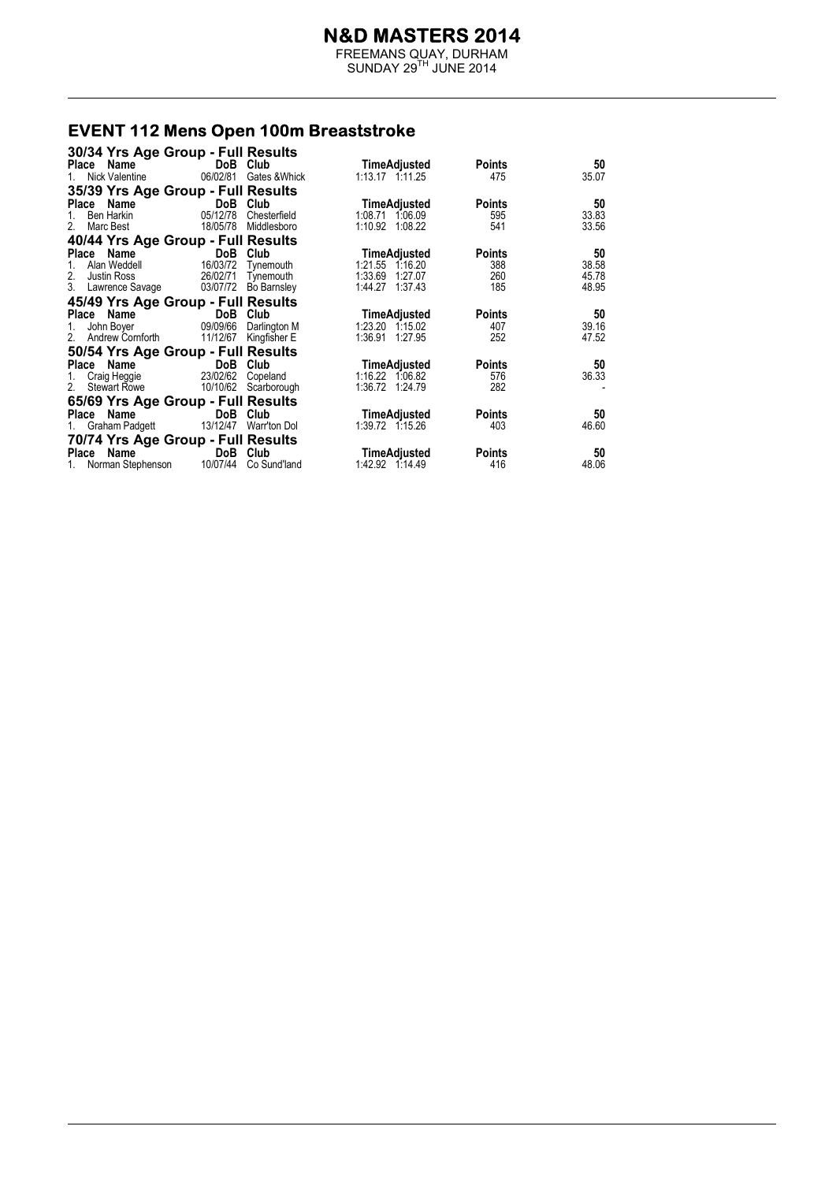# N&D MASTERS 2014

FREEMANS QUAY, DURHAM
SUNDAY 29TH JUNE 2014

## EVENT 112 Mens Open 100m Breaststroke

### 30/34 Yrs Age Group - Full Results

| Place | Name | DoB | Club | Time | Adjusted | Points | 50 |
|---|---|---|---|---|---|---|---|
| 1. | Nick Valentine | 06/02/81 | Gates &Whick | 1:13.17 | 1:11.25 | 475 | 35.07 |

### 35/39 Yrs Age Group - Full Results

| Place | Name | DoB | Club | Time | Adjusted | Points | 50 |
|---|---|---|---|---|---|---|---|
| 1. | Ben Harkin | 05/12/78 | Chesterfield | 1:08.71 | 1:06.09 | 595 | 33.83 |
| 2. | Marc Best | 18/05/78 | Middlesboro | 1:10.92 | 1:08.22 | 541 | 33.56 |

### 40/44 Yrs Age Group - Full Results

| Place | Name | DoB | Club | Time | Adjusted | Points | 50 |
|---|---|---|---|---|---|---|---|
| 1. | Alan Weddell | 16/03/72 | Tynemouth | 1:21.55 | 1:16.20 | 388 | 38.58 |
| 2. | Justin Ross | 26/02/71 | Tynemouth | 1:33.69 | 1:27.07 | 260 | 45.78 |
| 3. | Lawrence Savage | 03/07/72 | Bo Barnsley | 1:44.27 | 1:37.43 | 185 | 48.95 |

### 45/49 Yrs Age Group - Full Results

| Place | Name | DoB | Club | Time | Adjusted | Points | 50 |
|---|---|---|---|---|---|---|---|
| 1. | John Boyer | 09/09/66 | Darlington M | 1:23.20 | 1:15.02 | 407 | 39.16 |
| 2. | Andrew Cornforth | 11/12/67 | Kingfisher E | 1:36.91 | 1:27.95 | 252 | 47.52 |

### 50/54 Yrs Age Group - Full Results

| Place | Name | DoB | Club | Time | Adjusted | Points | 50 |
|---|---|---|---|---|---|---|---|
| 1. | Craig Heggie | 23/02/62 | Copeland | 1:16.22 | 1:06.82 | 576 | 36.33 |
| 2. | Stewart Rowe | 10/10/62 | Scarborough | 1:36.72 | 1:24.79 | 282 | - |

### 65/69 Yrs Age Group - Full Results

| Place | Name | DoB | Club | Time | Adjusted | Points | 50 |
|---|---|---|---|---|---|---|---|
| 1. | Graham Padgett | 13/12/47 | Warr'ton Dol | 1:39.72 | 1:15.26 | 403 | 46.60 |

### 70/74 Yrs Age Group - Full Results

| Place | Name | DoB | Club | Time | Adjusted | Points | 50 |
|---|---|---|---|---|---|---|---|
| 1. | Norman Stephenson | 10/07/44 | Co Sund'land | 1:42.92 | 1:14.49 | 416 | 48.06 |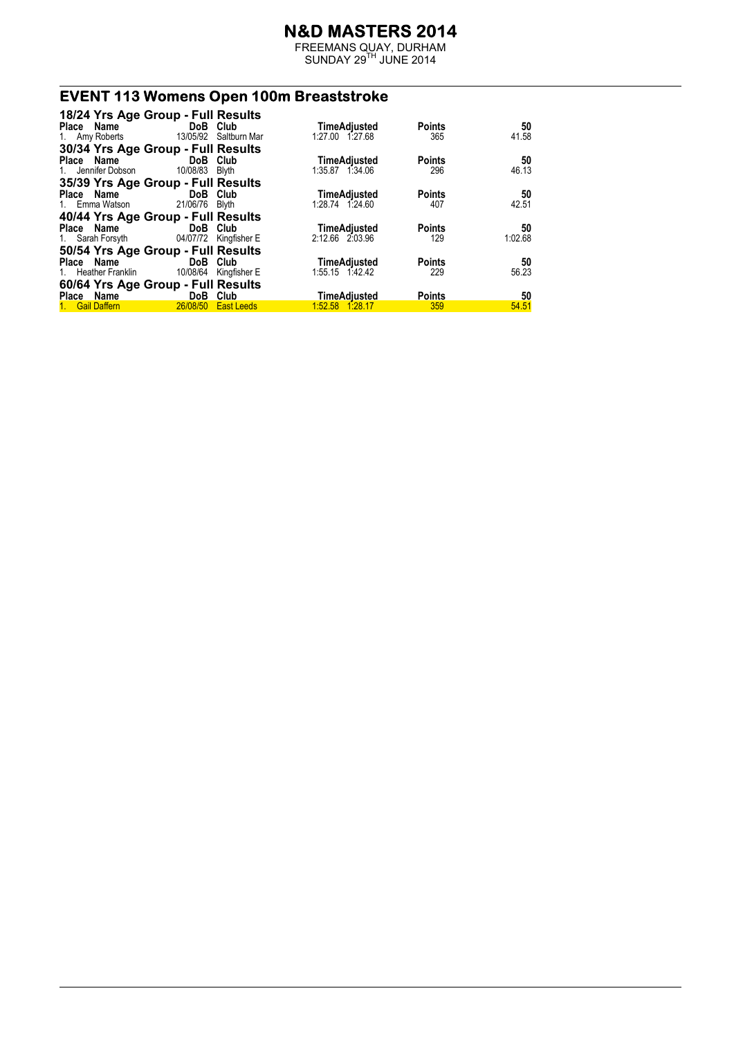# N&D MASTERS 2014

FREEMANS QUAY, DURHAM
SUNDAY 29TH JUNE 2014

## EVENT 113 Womens Open 100m Breaststroke

### 18/24 Yrs Age Group - Full Results

| Place | Name | DoB | Club | Time | Adjusted | Points | 50 |
|---|---|---|---|---|---|---|---|
| 1. | Amy Roberts | 13/05/92 | Saltburn Mar | 1:27.00 | 1:27.68 | 365 | 41.58 |

### 30/34 Yrs Age Group - Full Results

| Place | Name | DoB | Club | Time | Adjusted | Points | 50 |
|---|---|---|---|---|---|---|---|
| 1. | Jennifer Dobson | 10/08/83 | Blyth | 1:35.87 | 1:34.06 | 296 | 46.13 |

### 35/39 Yrs Age Group - Full Results

| Place | Name | DoB | Club | Time | Adjusted | Points | 50 |
|---|---|---|---|---|---|---|---|
| 1. | Emma Watson | 21/06/76 | Blyth | 1:28.74 | 1:24.60 | 407 | 42.51 |

### 40/44 Yrs Age Group - Full Results

| Place | Name | DoB | Club | Time | Adjusted | Points | 50 |
|---|---|---|---|---|---|---|---|
| 1. | Sarah Forsyth | 04/07/72 | Kingfisher E | 2:12.66 | 2:03.96 | 129 | 1:02.68 |

### 50/54 Yrs Age Group - Full Results

| Place | Name | DoB | Club | Time | Adjusted | Points | 50 |
|---|---|---|---|---|---|---|---|
| 1. | Heather Franklin | 10/08/64 | Kingfisher E | 1:55.15 | 1:42.42 | 229 | 56.23 |

### 60/64 Yrs Age Group - Full Results

| Place | Name | DoB | Club | Time | Adjusted | Points | 50 |
|---|---|---|---|---|---|---|---|
| 1. | Gail Daffern | 26/08/50 | East Leeds | 1:52.58 | 1:28.17 | 359 | 54.51 |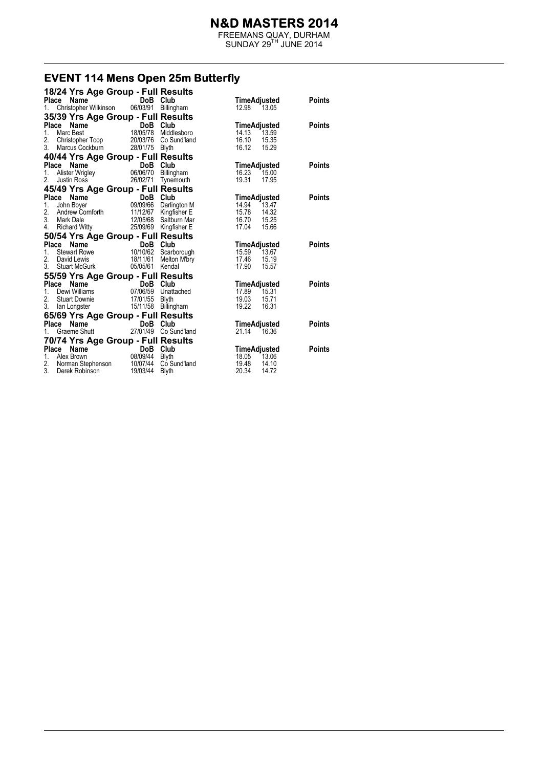# N&D MASTERS 2014

FREEMANS QUAY, DURHAM
SUNDAY 29TH JUNE 2014

## EVENT 114 Mens Open 25m Butterfly

### 18/24 Yrs Age Group - Full Results

| Place | Name | DoB | Club | Time | Adjusted | Points |
|---|---|---|---|---|---|---|
| 1. | Christopher Wilkinson | 06/03/91 | Billingham | 12.98 | 13.05 | |

### 35/39 Yrs Age Group - Full Results

| Place | Name | DoB | Club | Time | Adjusted | Points |
|---|---|---|---|---|---|---|
| 1. | Marc Best | 18/05/78 | Middlesboro | 14.13 | 13.59 | |
| 2. | Christopher Toop | 20/03/76 | Co Sund'land | 16.10 | 15.35 | |
| 3. | Marcus Cockburn | 28/01/75 | Blyth | 16.12 | 15.29 | |

### 40/44 Yrs Age Group - Full Results

| Place | Name | DoB | Club | Time | Adjusted | Points |
|---|---|---|---|---|---|---|
| 1. | Alister Wrigley | 06/06/70 | Billingham | 16.23 | 15.00 | |
| 2. | Justin Ross | 26/02/71 | Tynemouth | 19.31 | 17.95 | |

### 45/49 Yrs Age Group - Full Results

| Place | Name | DoB | Club | Time | Adjusted | Points |
|---|---|---|---|---|---|---|
| 1. | John Boyer | 09/09/66 | Darlington M | 14.94 | 13.47 | |
| 2. | Andrew Cornforth | 11/12/67 | Kingfisher E | 15.78 | 14.32 | |
| 3. | Mark Dale | 12/05/68 | Saltburn Mar | 16.70 | 15.25 | |
| 4. | Richard Witty | 25/09/69 | Kingfisher E | 17.04 | 15.66 | |

### 50/54 Yrs Age Group - Full Results

| Place | Name | DoB | Club | Time | Adjusted | Points |
|---|---|---|---|---|---|---|
| 1. | Stewart Rowe | 10/10/62 | Scarborough | 15.59 | 13.67 | |
| 2. | David Lewis | 18/11/61 | Melton M'bry | 17.46 | 15.19 | |
| 3. | Stuart McGurk | 05/05/61 | Kendal | 17.90 | 15.57 | |

### 55/59 Yrs Age Group - Full Results

| Place | Name | DoB | Club | Time | Adjusted | Points |
|---|---|---|---|---|---|---|
| 1. | Dewi Williams | 07/06/59 | Unattached | 17.89 | 15.31 | |
| 2. | Stuart Downie | 17/01/55 | Blyth | 19.03 | 15.71 | |
| 3. | Ian Longster | 15/11/58 | Billingham | 19.22 | 16.31 | |

### 65/69 Yrs Age Group - Full Results

| Place | Name | DoB | Club | Time | Adjusted | Points |
|---|---|---|---|---|---|---|
| 1. | Graeme Shutt | 27/01/49 | Co Sund'land | 21.14 | 16.36 | |

### 70/74 Yrs Age Group - Full Results

| Place | Name | DoB | Club | Time | Adjusted | Points |
|---|---|---|---|---|---|---|
| 1. | Alex Brown | 08/09/44 | Blyth | 18.05 | 13.06 | |
| 2. | Norman Stephenson | 10/07/44 | Co Sund'land | 19.48 | 14.10 | |
| 3. | Derek Robinson | 19/03/44 | Blyth | 20.34 | 14.72 | |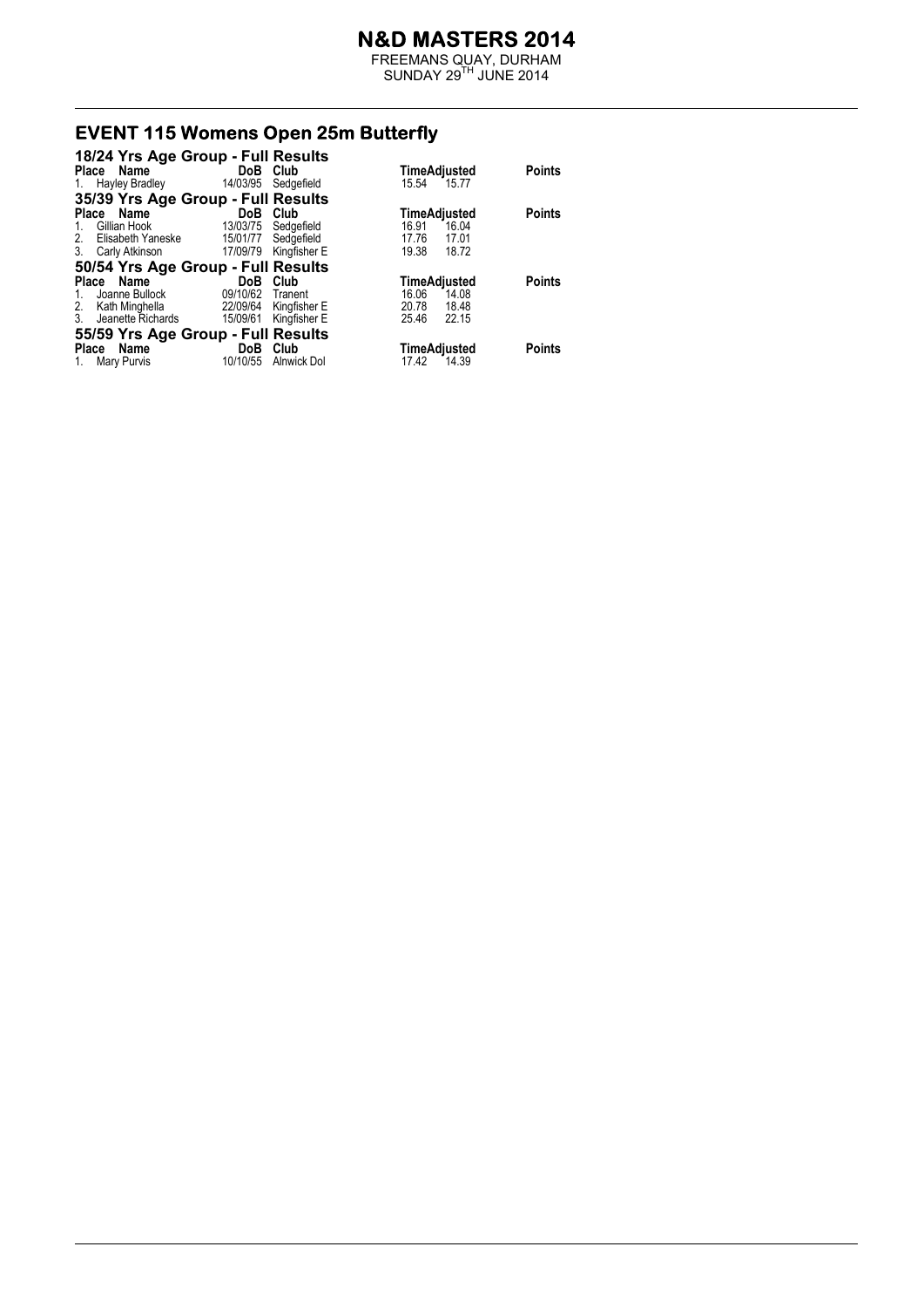# N&D MASTERS 2014

FREEMANS QUAY, DURHAM
SUNDAY 29TH JUNE 2014

## EVENT 115 Womens Open 25m Butterfly

### 18/24 Yrs Age Group - Full Results

| Place | Name | DoB | Club | Time | Adjusted | Points |
|---|---|---|---|---|---|---|
| 1. | Hayley Bradley | 14/03/95 | Sedgefield | 15.54 | 15.77 | |

### 35/39 Yrs Age Group - Full Results

| Place | Name | DoB | Club | Time | Adjusted | Points |
|---|---|---|---|---|---|---|
| 1. | Gillian Hook | 13/03/75 | Sedgefield | 16.91 | 16.04 | |
| 2. | Elisabeth Yaneske | 15/01/77 | Sedgefield | 17.76 | 17.01 | |
| 3. | Carly Atkinson | 17/09/79 | Kingfisher E | 19.38 | 18.72 | |

### 50/54 Yrs Age Group - Full Results

| Place | Name | DoB | Club | Time | Adjusted | Points |
|---|---|---|---|---|---|---|
| 1. | Joanne Bullock | 09/10/62 | Tranent | 16.06 | 14.08 | |
| 2. | Kath Minghella | 22/09/64 | Kingfisher E | 20.78 | 18.48 | |
| 3. | Jeanette Richards | 15/09/61 | Kingfisher E | 25.46 | 22.15 | |

### 55/59 Yrs Age Group - Full Results

| Place | Name | DoB | Club | Time | Adjusted | Points |
|---|---|---|---|---|---|---|
| 1. | Mary Purvis | 10/10/55 | Alnwick Dol | 17.42 | 14.39 | |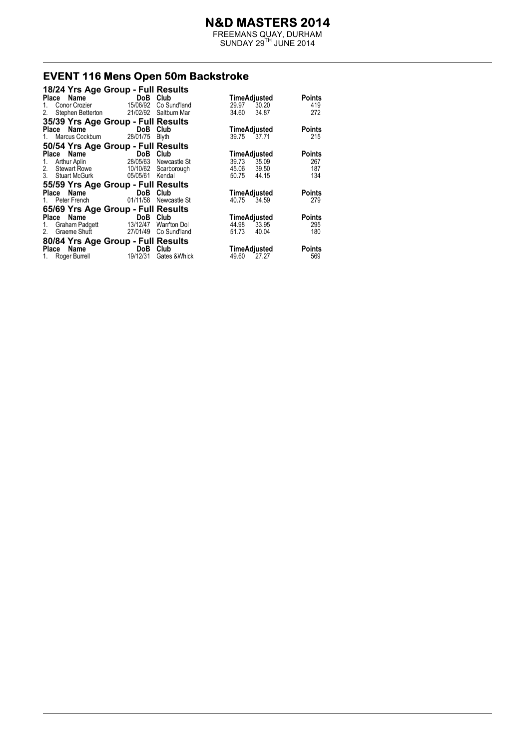# N&D MASTERS 2014

FREEMANS QUAY, DURHAM
SUNDAY 29TH JUNE 2014

## EVENT 116 Mens Open 50m Backstroke

### 18/24 Yrs Age Group - Full Results

| Place | Name | DoB | Club | Time | Adjusted | Points |
|---|---|---|---|---|---|---|
| 1. | Conor Crozier | 15/06/92 | Co Sund'land | 29.97 | 30.20 | 419 |
| 2. | Stephen Betterton | 21/02/92 | Saltburn Mar | 34.60 | 34.87 | 272 |

### 35/39 Yrs Age Group - Full Results

| Place | Name | DoB | Club | Time | Adjusted | Points |
|---|---|---|---|---|---|---|
| 1. | Marcus Cockburn | 28/01/75 | Blyth | 39.75 | 37.71 | 215 |

### 50/54 Yrs Age Group - Full Results

| Place | Name | DoB | Club | Time | Adjusted | Points |
|---|---|---|---|---|---|---|
| 1. | Arthur Aplin | 28/05/63 | Newcastle St | 39.73 | 35.09 | 267 |
| 2. | Stewart Rowe | 10/10/62 | Scarborough | 45.06 | 39.50 | 187 |
| 3. | Stuart McGurk | 05/05/61 | Kendal | 50.75 | 44.15 | 134 |

### 55/59 Yrs Age Group - Full Results

| Place | Name | DoB | Club | Time | Adjusted | Points |
|---|---|---|---|---|---|---|
| 1. | Peter French | 01/11/58 | Newcastle St | 40.75 | 34.59 | 279 |

### 65/69 Yrs Age Group - Full Results

| Place | Name | DoB | Club | Time | Adjusted | Points |
|---|---|---|---|---|---|---|
| 1. | Graham Padgett | 13/12/47 | Warr'ton Dol | 44.98 | 33.95 | 295 |
| 2. | Graeme Shutt | 27/01/49 | Co Sund'land | 51.73 | 40.04 | 180 |

### 80/84 Yrs Age Group - Full Results

| Place | Name | DoB | Club | Time | Adjusted | Points |
|---|---|---|---|---|---|---|
| 1. | Roger Burrell | 19/12/31 | Gates &Whick | 49.60 | 27.27 | 569 |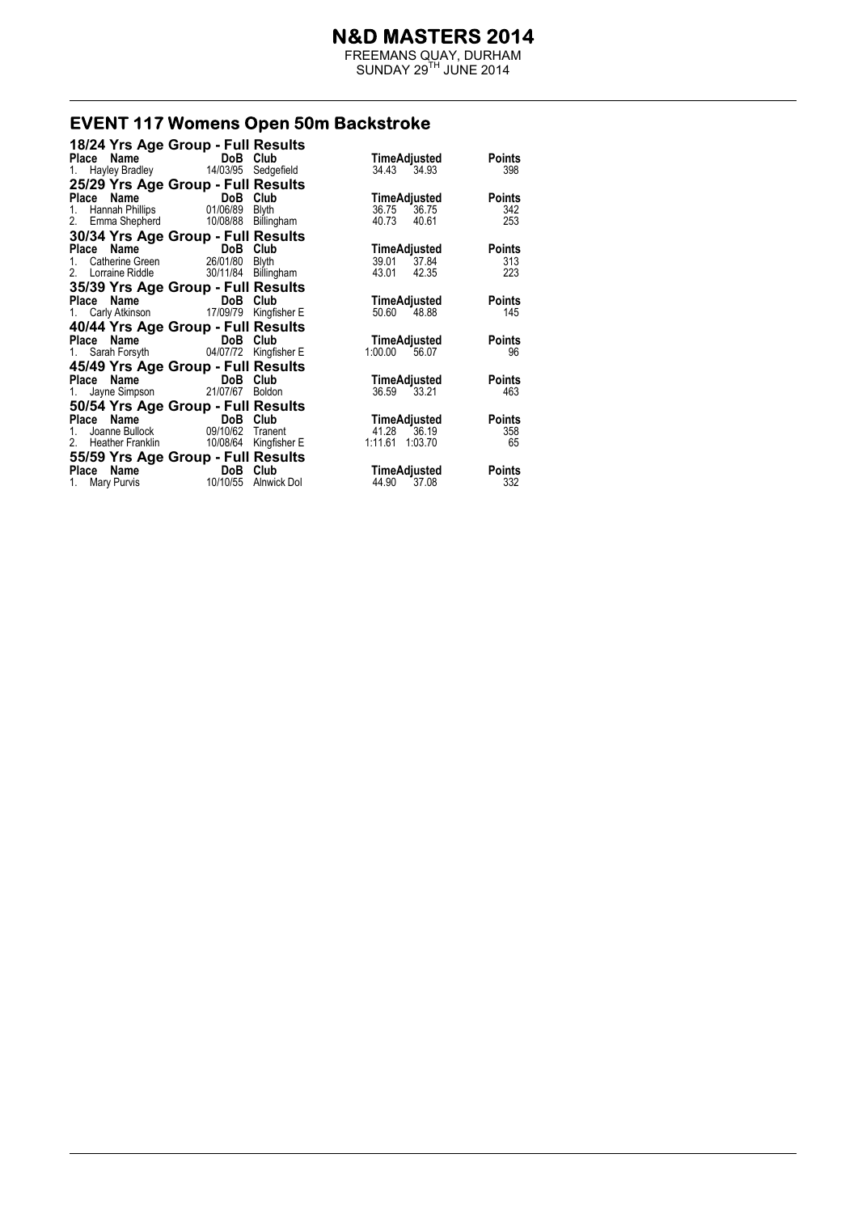# N&D MASTERS 2014

FREEMANS QUAY, DURHAM
SUNDAY 29TH JUNE 2014

## EVENT 117 Womens Open 50m Backstroke

### 18/24 Yrs Age Group - Full Results

| Place | Name | DoB | Club | Time | Adjusted | Points |
|---|---|---|---|---|---|---|
| 1. | Hayley Bradley | 14/03/95 | Sedgefield | 34.43 | 34.93 | 398 |

### 25/29 Yrs Age Group - Full Results

| Place | Name | DoB | Club | Time | Adjusted | Points |
|---|---|---|---|---|---|---|
| 1. | Hannah Phillips | 01/06/89 | Blyth | 36.75 | 36.75 | 342 |
| 2. | Emma Shepherd | 10/08/88 | Billingham | 40.73 | 40.61 | 253 |

### 30/34 Yrs Age Group - Full Results

| Place | Name | DoB | Club | Time | Adjusted | Points |
|---|---|---|---|---|---|---|
| 1. | Catherine Green | 26/01/80 | Blyth | 39.01 | 37.84 | 313 |
| 2. | Lorraine Riddle | 30/11/84 | Billingham | 43.01 | 42.35 | 223 |

### 35/39 Yrs Age Group - Full Results

| Place | Name | DoB | Club | Time | Adjusted | Points |
|---|---|---|---|---|---|---|
| 1. | Carly Atkinson | 17/09/79 | Kingfisher E | 50.60 | 48.88 | 145 |

### 40/44 Yrs Age Group - Full Results

| Place | Name | DoB | Club | Time | Adjusted | Points |
|---|---|---|---|---|---|---|
| 1. | Sarah Forsyth | 04/07/72 | Kingfisher E | 1:00.00 | 56.07 | 96 |

### 45/49 Yrs Age Group - Full Results

| Place | Name | DoB | Club | Time | Adjusted | Points |
|---|---|---|---|---|---|---|
| 1. | Jayne Simpson | 21/07/67 | Boldon | 36.59 | 33.21 | 463 |

### 50/54 Yrs Age Group - Full Results

| Place | Name | DoB | Club | Time | Adjusted | Points |
|---|---|---|---|---|---|---|
| 1. | Joanne Bullock | 09/10/62 | Tranent | 41.28 | 36.19 | 358 |
| 2. | Heather Franklin | 10/08/64 | Kingfisher E | 1:11.61 | 1:03.70 | 65 |

### 55/59 Yrs Age Group - Full Results

| Place | Name | DoB | Club | Time | Adjusted | Points |
|---|---|---|---|---|---|---|
| 1. | Mary Purvis | 10/10/55 | Alnwick Dol | 44.90 | 37.08 | 332 |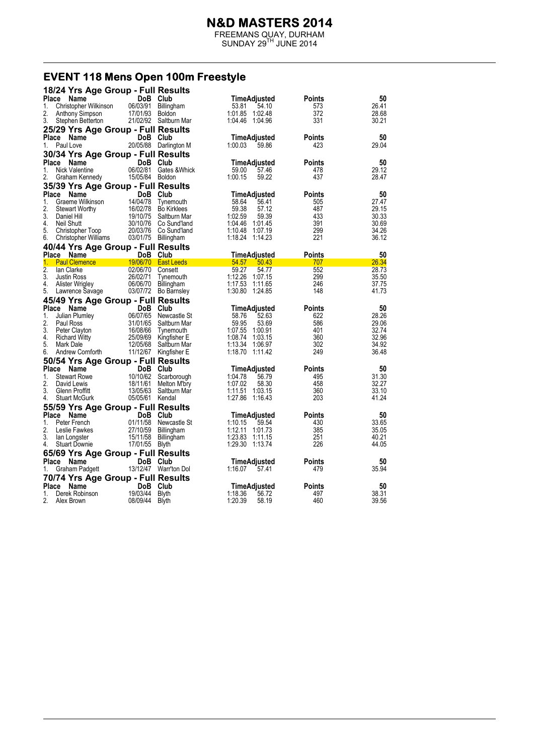# N&D MASTERS 2014

FREEMANS QUAY, DURHAM
SUNDAY 29[TH] JUNE 2014

## EVENT 118 Mens Open 100m Freestyle

### 18/24 Yrs Age Group - Full Results

| Place | Name | DoB | Club | Time | Adjusted | Points | 50 |
|---|---|---|---|---|---|---|---|
| 1. | Christopher Wilkinson | 06/03/91 | Billingham | 53.81 | 54.10 | 573 | 26.41 |
| 2. | Anthony Simpson | 17/01/93 | Boldon | 1:01.85 | 1:02.48 | 372 | 28.68 |
| 3. | Stephen Betterton | 21/02/92 | Saltburn Mar | 1:04.46 | 1:04.96 | 331 | 30.21 |

### 25/29 Yrs Age Group - Full Results

| Place | Name | DoB | Club | Time | Adjusted | Points | 50 |
|---|---|---|---|---|---|---|---|
| 1. | Paul Love | 20/05/88 | Darlington M | 1:00.03 | 59.86 | 423 | 29.04 |

### 30/34 Yrs Age Group - Full Results

| Place | Name | DoB | Club | Time | Adjusted | Points | 50 |
|---|---|---|---|---|---|---|---|
| 1. | Nick Valentine | 06/02/81 | Gates &Whick | 59.00 | 57.46 | 478 | 29.12 |
| 2. | Graham Kennedy | 15/05/84 | Boldon | 1:00.15 | 59.22 | 437 | 28.47 |

### 35/39 Yrs Age Group - Full Results

| Place | Name | DoB | Club | Time | Adjusted | Points | 50 |
|---|---|---|---|---|---|---|---|
| 1. | Graeme Wilkinson | 14/04/78 | Tynemouth | 58.64 | 56.41 | 505 | 27.47 |
| 2. | Stewart Worthy | 16/02/78 | Bo Kirklees | 59.38 | 57.12 | 487 | 29.15 |
| 3. | Daniel Hill | 19/10/75 | Saltburn Mar | 1:02.59 | 59.39 | 433 | 30.33 |
| 4. | Neil Shutt | 30/10/76 | Co Sund'land | 1:04.46 | 1:01.45 | 391 | 30.69 |
| 5. | Christopher Toop | 20/03/76 | Co Sund'land | 1:10.48 | 1:07.19 | 299 | 34.26 |
| 6. | Christopher Williams | 03/01/75 | Billingham | 1:18.24 | 1:14.23 | 221 | 36.12 |

### 40/44 Yrs Age Group - Full Results

| Place | Name | DoB | Club | Time | Adjusted | Points | 50 |
|---|---|---|---|---|---|---|---|
| 1. | Paul Clemence | 19/06/70 | East Leeds | 54.57 | 50.43 | 707 | 26.34 |
| 2. | Ian Clarke | 02/06/70 | Consett | 59.27 | 54.77 | 552 | 28.73 |
| 3. | Justin Ross | 26/02/71 | Tynemouth | 1:12.26 | 1:07.15 | 299 | 35.50 |
| 4. | Alister Wrigley | 06/06/70 | Billingham | 1:17.53 | 1:11.65 | 246 | 37.75 |
| 5. | Lawrence Savage | 03/07/72 | Bo Barnsley | 1:30.80 | 1:24.85 | 148 | 41.73 |

### 45/49 Yrs Age Group - Full Results

| Place | Name | DoB | Club | Time | Adjusted | Points | 50 |
|---|---|---|---|---|---|---|---|
| 1. | Julian Plumley | 06/07/65 | Newcastle St | 58.76 | 52.63 | 622 | 28.26 |
| 2. | Paul Ross | 31/01/65 | Saltburn Mar | 59.95 | 53.69 | 586 | 29.06 |
| 3. | Peter Clayton | 16/08/66 | Tynemouth | 1:07.55 | 1:00.91 | 401 | 32.74 |
| 4. | Richard Witty | 25/09/69 | Kingfisher E | 1:08.74 | 1:03.15 | 360 | 32.96 |
| 5. | Mark Dale | 12/05/68 | Saltburn Mar | 1:13.34 | 1:06.97 | 302 | 34.92 |
| 6. | Andrew Cornforth | 11/12/67 | Kingfisher E | 1:18.70 | 1:11.42 | 249 | 36.48 |

### 50/54 Yrs Age Group - Full Results

| Place | Name | DoB | Club | Time | Adjusted | Points | 50 |
|---|---|---|---|---|---|---|---|
| 1. | Stewart Rowe | 10/10/62 | Scarborough | 1:04.78 | 56.79 | 495 | 31.30 |
| 2. | David Lewis | 18/11/61 | Melton M'bry | 1:07.02 | 58.30 | 458 | 32.27 |
| 3. | Glenn Proffitt | 13/05/63 | Saltburn Mar | 1:11.51 | 1:03.15 | 360 | 33.10 |
| 4. | Stuart McGurk | 05/05/61 | Kendal | 1:27.86 | 1:16.43 | 203 | 41.24 |

### 55/59 Yrs Age Group - Full Results

| Place | Name | DoB | Club | Time | Adjusted | Points | 50 |
|---|---|---|---|---|---|---|---|
| 1. | Peter French | 01/11/58 | Newcastle St | 1:10.15 | 59.54 | 430 | 33.65 |
| 2. | Leslie Fawkes | 27/10/59 | Billingham | 1:12.11 | 1:01.73 | 385 | 35.05 |
| 3. | Ian Longster | 15/11/58 | Billingham | 1:23.83 | 1:11.15 | 251 | 40.21 |
| 4. | Stuart Downie | 17/01/55 | Blyth | 1:29.30 | 1:13.74 | 226 | 44.05 |

### 65/69 Yrs Age Group - Full Results

| Place | Name | DoB | Club | Time | Adjusted | Points | 50 |
|---|---|---|---|---|---|---|---|
| 1. | Graham Padgett | 13/12/47 | Warr'ton Dol | 1:16.07 | 57.41 | 479 | 35.94 |

### 70/74 Yrs Age Group - Full Results

| Place | Name | DoB | Club | Time | Adjusted | Points | 50 |
|---|---|---|---|---|---|---|---|
| 1. | Derek Robinson | 19/03/44 | Blyth | 1:18.36 | 56.72 | 497 | 38.31 |
| 2. | Alex Brown | 08/09/44 | Blyth | 1:20.39 | 58.19 | 460 | 39.56 |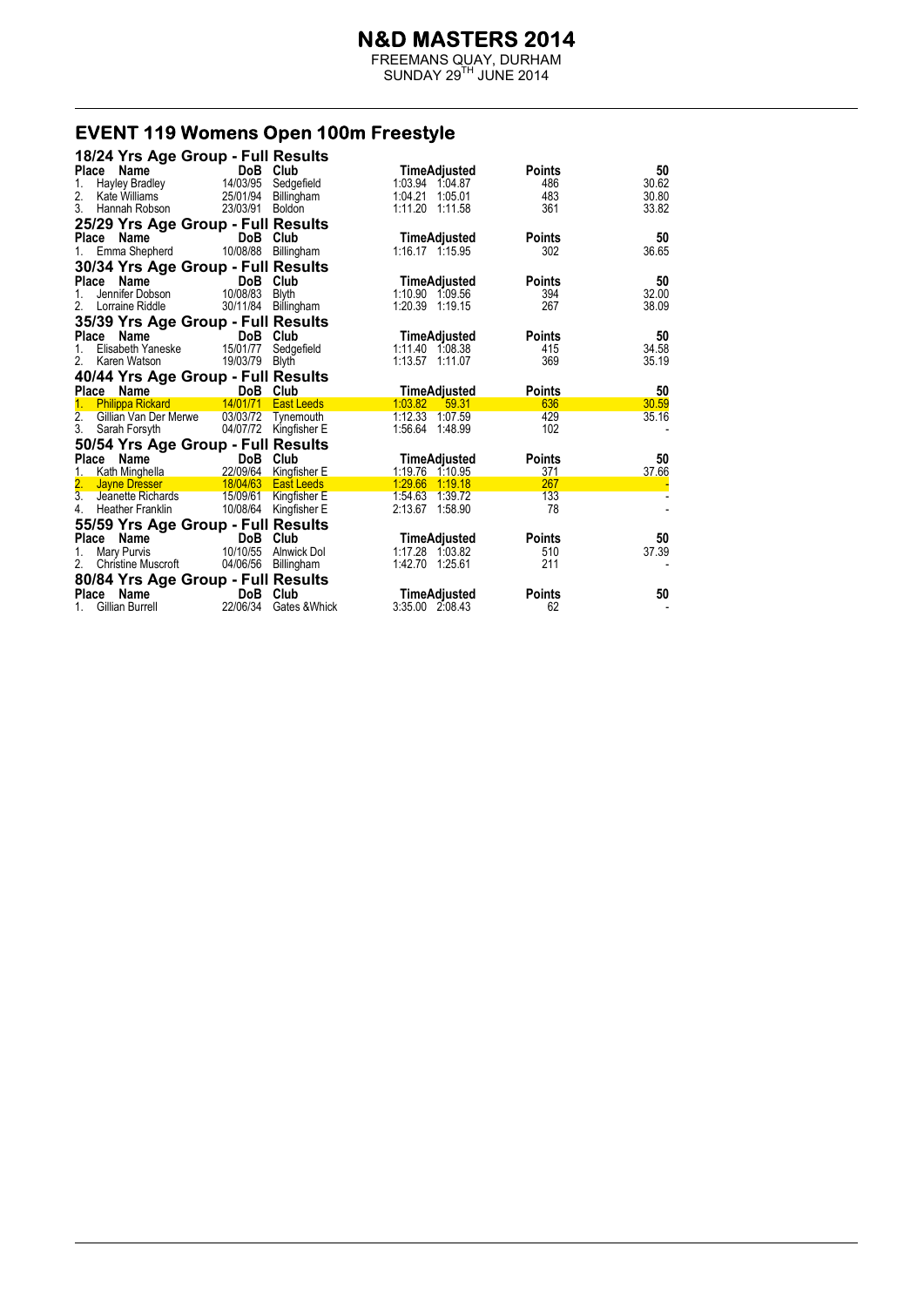# N&D MASTERS 2014

FREEMANS QUAY, DURHAM
SUNDAY 29TH JUNE 2014

## EVENT 119 Womens Open 100m Freestyle

### 18/24 Yrs Age Group - Full Results

| Place | Name | DoB | Club | Time | Adjusted | Points | 50 |
|---|---|---|---|---|---|---|---|
| 1. | Hayley Bradley | 14/03/95 | Sedgefield | 1:03.94 | 1:04.87 | 486 | 30.62 |
| 2. | Kate Williams | 25/01/94 | Billingham | 1:04.21 | 1:05.01 | 483 | 30.80 |
| 3. | Hannah Robson | 23/03/91 | Boldon | 1:11.20 | 1:11.58 | 361 | 33.82 |

### 25/29 Yrs Age Group - Full Results

| Place | Name | DoB | Club | Time | Adjusted | Points | 50 |
|---|---|---|---|---|---|---|---|
| 1. | Emma Shepherd | 10/08/88 | Billingham | 1:16.17 | 1:15.95 | 302 | 36.65 |

### 30/34 Yrs Age Group - Full Results

| Place | Name | DoB | Club | Time | Adjusted | Points | 50 |
|---|---|---|---|---|---|---|---|
| 1. | Jennifer Dobson | 10/08/83 | Blyth | 1:10.90 | 1:09.56 | 394 | 32.00 |
| 2. | Lorraine Riddle | 30/11/84 | Billingham | 1:20.39 | 1:19.15 | 267 | 38.09 |

### 35/39 Yrs Age Group - Full Results

| Place | Name | DoB | Club | Time | Adjusted | Points | 50 |
|---|---|---|---|---|---|---|---|
| 1. | Elisabeth Yaneske | 15/01/77 | Sedgefield | 1:11.40 | 1:08.38 | 415 | 34.58 |
| 2. | Karen Watson | 19/03/79 | Blyth | 1:13.57 | 1:11.07 | 369 | 35.19 |

### 40/44 Yrs Age Group - Full Results

| Place | Name | DoB | Club | Time | Adjusted | Points | 50 |
|---|---|---|---|---|---|---|---|
| 1. | Philippa Rickard | 14/01/71 | East Leeds | 1:03.82 | 59.31 | 636 | 30.59 |
| 2. | Gillian Van Der Merwe | 03/03/72 | Tynemouth | 1:12.33 | 1:07.59 | 429 | 35.16 |
| 3. | Sarah Forsyth | 04/07/72 | Kingfisher E | 1:56.64 | 1:48.99 | 102 | - |

### 50/54 Yrs Age Group - Full Results

| Place | Name | DoB | Club | Time | Adjusted | Points | 50 |
|---|---|---|---|---|---|---|---|
| 1. | Kath Minghella | 22/09/64 | Kingfisher E | 1:19.76 | 1:10.95 | 371 | 37.66 |
| 2. | Jayne Dresser | 18/04/63 | East Leeds | 1:29.66 | 1:19.18 | 267 | - |
| 3. | Jeanette Richards | 15/09/61 | Kingfisher E | 1:54.63 | 1:39.72 | 133 | - |
| 4. | Heather Franklin | 10/08/64 | Kingfisher E | 2:13.67 | 1:58.90 | 78 | - |

### 55/59 Yrs Age Group - Full Results

| Place | Name | DoB | Club | Time | Adjusted | Points | 50 |
|---|---|---|---|---|---|---|---|
| 1. | Mary Purvis | 10/10/55 | Alnwick Dol | 1:17.28 | 1:03.82 | 510 | 37.39 |
| 2. | Christine Muscroft | 04/06/56 | Billingham | 1:42.70 | 1:25.61 | 211 | - |

### 80/84 Yrs Age Group - Full Results

| Place | Name | DoB | Club | Time | Adjusted | Points | 50 |
|---|---|---|---|---|---|---|---|
| 1. | Gillian Burrell | 22/06/34 | Gates &Whick | 3:35.00 | 2:08.43 | 62 | - |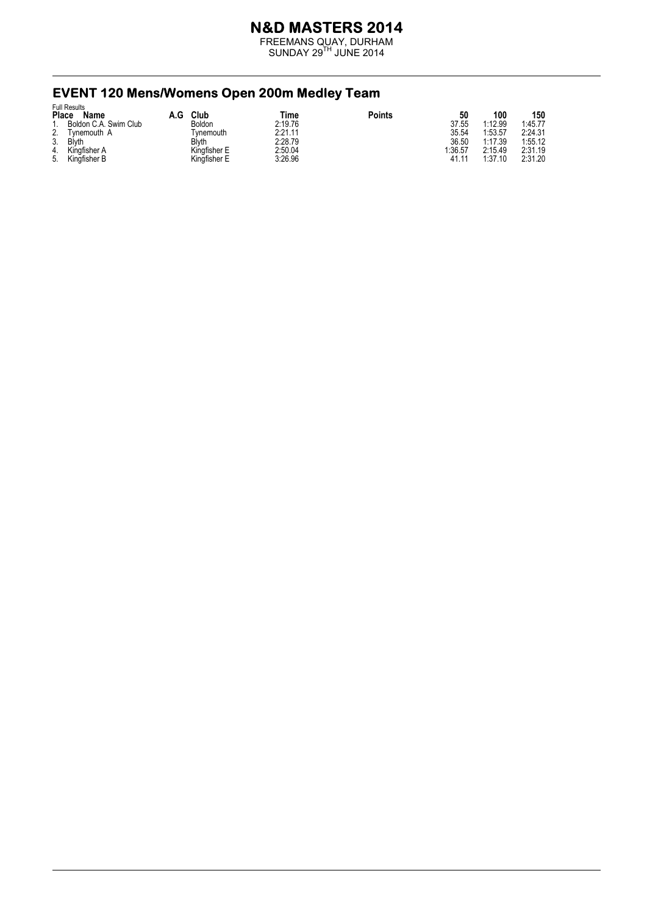# N&D MASTERS 2014

FREEMANS QUAY, DURHAM
SUNDAY 29TH JUNE 2014

## EVENT 120 Mens/Womens Open 200m Medley Team

Full Results

| Place | Name | A.G | Club | Time | Points | 50 | 100 | 150 |
|---|---|---|---|---|---|---|---|---|
| 1. | Boldon C.A. Swim Club | | Boldon | 2:19.76 | | 37.55 | 1:12.99 | 1:45.77 |
| 2. | Tynemouth A | | Tynemouth | 2:21.11 | | 35.54 | 1:53.57 | 2:24.31 |
| 3. | Blyth | | Blyth | 2:28.79 | | 36.50 | 1:17.39 | 1:55.12 |
| 4. | Kingfisher A | | Kingfisher E | 2:50.04 | | 1:36.57 | 2:15.49 | 2:31.19 |
| 5. | Kingfisher B | | Kingfisher E | 3:26.96 | | 41.11 | 1:37.10 | 2:31.20 |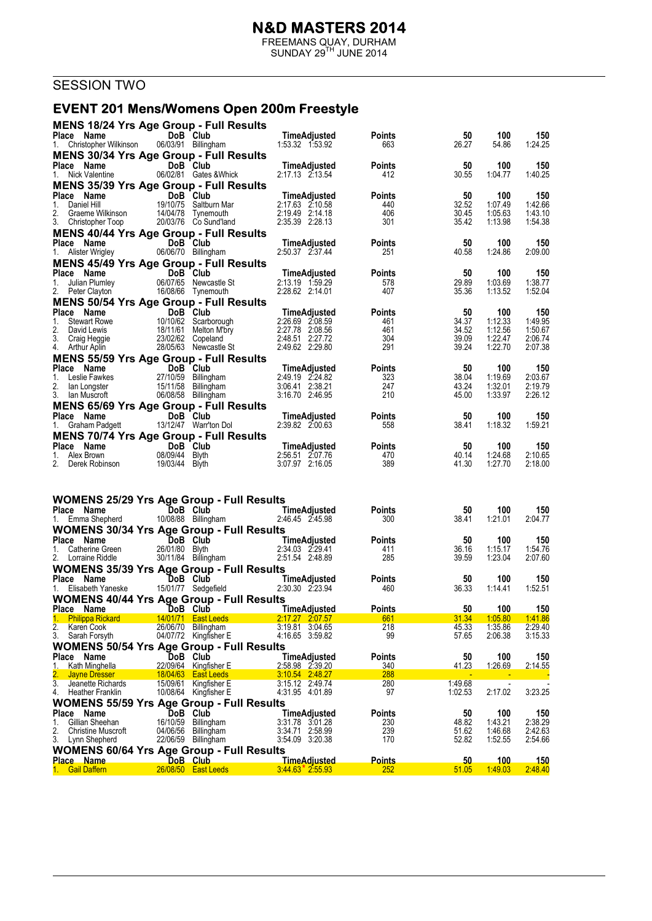# N&D MASTERS 2014

FREEMANS QUAY, DURHAM
SUNDAY 29TH JUNE 2014

## SESSION TWO

## EVENT 201 Mens/Womens Open 200m Freestyle

### MENS 18/24 Yrs Age Group - Full Results

| Place | Name | DoB | Club | Time | Adjusted | Points | 50 | 100 | 150 |
|---|---|---|---|---|---|---|---|---|---|
| 1. | Christopher Wilkinson | 06/03/91 | Billingham | 1:53.32 | 1:53.92 | 663 | 26.27 | 54.86 | 1:24.25 |

### MENS 30/34 Yrs Age Group - Full Results

| Place | Name | DoB | Club | Time | Adjusted | Points | 50 | 100 | 150 |
|---|---|---|---|---|---|---|---|---|---|
| 1. | Nick Valentine | 06/02/81 | Gates &Whick | 2:17.13 | 2:13.54 | 412 | 30.55 | 1:04.77 | 1:40.25 |

### MENS 35/39 Yrs Age Group - Full Results

| Place | Name | DoB | Club | Time | Adjusted | Points | 50 | 100 | 150 |
|---|---|---|---|---|---|---|---|---|---|
| 1. | Daniel Hill | 19/10/75 | Saltburn Mar | 2:17.63 | 2:10.58 | 440 | 32.52 | 1:07.49 | 1:42.66 |
| 2. | Graeme Wilkinson | 14/04/78 | Tynemouth | 2:19.49 | 2:14.18 | 406 | 30.45 | 1:05.63 | 1:43.10 |
| 3. | Christopher Toop | 20/03/76 | Co Sund'land | 2:35.39 | 2:28.13 | 301 | 35.42 | 1:13.98 | 1:54.38 |

### MENS 40/44 Yrs Age Group - Full Results

| Place | Name | DoB | Club | Time | Adjusted | Points | 50 | 100 | 150 |
|---|---|---|---|---|---|---|---|---|---|
| 1. | Alister Wrigley | 06/06/70 | Billingham | 2:50.37 | 2:37.44 | 251 | 40.58 | 1:24.86 | 2:09.00 |

### MENS 45/49 Yrs Age Group - Full Results

| Place | Name | DoB | Club | Time | Adjusted | Points | 50 | 100 | 150 |
|---|---|---|---|---|---|---|---|---|---|
| 1. | Julian Plumley | 06/07/65 | Newcastle St | 2:13.19 | 1:59.29 | 578 | 29.89 | 1:03.69 | 1:38.77 |
| 2. | Peter Clayton | 16/08/66 | Tynemouth | 2:28.62 | 2:14.01 | 407 | 35.36 | 1:13.52 | 1:52.04 |

### MENS 50/54 Yrs Age Group - Full Results

| Place | Name | DoB | Club | Time | Adjusted | Points | 50 | 100 | 150 |
|---|---|---|---|---|---|---|---|---|---|
| 1. | Stewart Rowe | 10/10/62 | Scarborough | 2:26.69 | 2:08.59 | 461 | 34.37 | 1:12.33 | 1:49.95 |
| 2. | David Lewis | 18/11/61 | Melton M'bry | 2:27.78 | 2:08.56 | 461 | 34.52 | 1:12.56 | 1:50.67 |
| 3. | Craig Heggie | 23/02/62 | Copeland | 2:48.51 | 2:27.72 | 304 | 39.09 | 1:22.47 | 2:06.74 |
| 4. | Arthur Aplin | 28/05/63 | Newcastle St | 2:49.62 | 2:29.80 | 291 | 39.24 | 1:22.70 | 2:07.38 |

### MENS 55/59 Yrs Age Group - Full Results

| Place | Name | DoB | Club | Time | Adjusted | Points | 50 | 100 | 150 |
|---|---|---|---|---|---|---|---|---|---|
| 1. | Leslie Fawkes | 27/10/59 | Billingham | 2:49.19 | 2:24.82 | 323 | 38.04 | 1:19.69 | 2:03.67 |
| 2. | Ian Longster | 15/11/58 | Billingham | 3:06.41 | 2:38.21 | 247 | 43.24 | 1:32.01 | 2:19.79 |
| 3. | Ian Muscroft | 06/08/58 | Billingham | 3:16.70 | 2:46.95 | 210 | 45.00 | 1:33.97 | 2:26.12 |

### MENS 65/69 Yrs Age Group - Full Results

| Place | Name | DoB | Club | Time | Adjusted | Points | 50 | 100 | 150 |
|---|---|---|---|---|---|---|---|---|---|
| 1. | Graham Padgett | 13/12/47 | Warr'ton Dol | 2:39.82 | 2:00.63 | 558 | 38.41 | 1:18.32 | 1:59.21 |

### MENS 70/74 Yrs Age Group - Full Results

| Place | Name | DoB | Club | Time | Adjusted | Points | 50 | 100 | 150 |
|---|---|---|---|---|---|---|---|---|---|
| 1. | Alex Brown | 08/09/44 | Blyth | 2:56.51 | 2:07.76 | 470 | 40.14 | 1:24.68 | 2:10.65 |
| 2. | Derek Robinson | 19/03/44 | Blyth | 3:07.97 | 2:16.05 | 389 | 41.30 | 1:27.70 | 2:18.00 |

### WOMENS 25/29 Yrs Age Group - Full Results

| Place | Name | DoB | Club | Time | Adjusted | Points | 50 | 100 | 150 |
|---|---|---|---|---|---|---|---|---|---|
| 1. | Emma Shepherd | 10/08/88 | Billingham | 2:46.45 | 2:45.98 | 300 | 38.41 | 1:21.01 | 2:04.77 |

### WOMENS 30/34 Yrs Age Group - Full Results

| Place | Name | DoB | Club | Time | Adjusted | Points | 50 | 100 | 150 |
|---|---|---|---|---|---|---|---|---|---|
| 1. | Catherine Green | 26/01/80 | Blyth | 2:34.03 | 2:29.41 | 411 | 36.16 | 1:15.17 | 1:54.76 |
| 2. | Lorraine Riddle | 30/11/84 | Billingham | 2:51.54 | 2:48.89 | 285 | 39.59 | 1:23.04 | 2:07.60 |

### WOMENS 35/39 Yrs Age Group - Full Results

| Place | Name | DoB | Club | Time | Adjusted | Points | 50 | 100 | 150 |
|---|---|---|---|---|---|---|---|---|---|
| 1. | Elisabeth Yaneske | 15/01/77 | Sedgefield | 2:30.30 | 2:23.94 | 460 | 36.33 | 1:14.41 | 1:52.51 |

### WOMENS 40/44 Yrs Age Group - Full Results

| Place | Name | DoB | Club | Time | Adjusted | Points | 50 | 100 | 150 |
|---|---|---|---|---|---|---|---|---|---|
| 1. | Philippa Rickard | 14/01/71 | East Leeds | 2:17.27 | 2:07.57 | 661 | 31.34 | 1:05.80 | 1:41.86 |
| 2. | Karen Cook | 26/06/70 | Billingham | 3:19.81 | 3:04.65 | 218 | 45.33 | 1:35.86 | 2:29.40 |
| 3. | Sarah Forsyth | 04/07/72 | Kingfisher E | 4:16.65 | 3:59.82 | 99 | 57.65 | 2:06.38 | 3:15.33 |

### WOMENS 50/54 Yrs Age Group - Full Results

| Place | Name | DoB | Club | Time | Adjusted | Points | 50 | 100 | 150 |
|---|---|---|---|---|---|---|---|---|---|
| 1. | Kath Minghella | 22/09/64 | Kingfisher E | 2:58.98 | 2:39.20 | 340 | 41.23 | 1:26.69 | 2:14.55 |
| 2. | Jayne Dresser | 18/04/63 | East Leeds | 3:10.54 | 2:48.27 | 288 | - | - | - |
| 3. | Jeanette Richards | 15/09/61 | Kingfisher E | 3:15.12 | 2:49.74 | 280 | 1:49.68 | - | - |
| 4. | Heather Franklin | 10/08/64 | Kingfisher E | 4:31.95 | 4:01.89 | 97 | 1:02.53 | 2:17.02 | 3:23.25 |

### WOMENS 55/59 Yrs Age Group - Full Results

| Place | Name | DoB | Club | Time | Adjusted | Points | 50 | 100 | 150 |
|---|---|---|---|---|---|---|---|---|---|
| 1. | Gillian Sheehan | 16/10/59 | Billingham | 3:31.78 | 3:01.28 | 230 | 48.82 | 1:43.21 | 2:38.29 |
| 2. | Christine Muscroft | 04/06/56 | Billingham | 3:34.71 | 2:58.99 | 239 | 51.62 | 1:46.68 | 2:42.63 |
| 3. | Lynn Shepherd | 22/06/59 | Billingham | 3:54.09 | 3:20.38 | 170 | 52.82 | 1:52.55 | 2:54.66 |

### WOMENS 60/64 Yrs Age Group - Full Results

| Place | Name | DoB | Club | Time | Adjusted | Points | 50 | 100 | 150 |
|---|---|---|---|---|---|---|---|---|---|
| 1. | Gail Daffern | 26/08/50 | East Leeds | 3:44.63 * | 2:55.93 | 252 | 51.05 | 1:49.03 | 2:48.40 |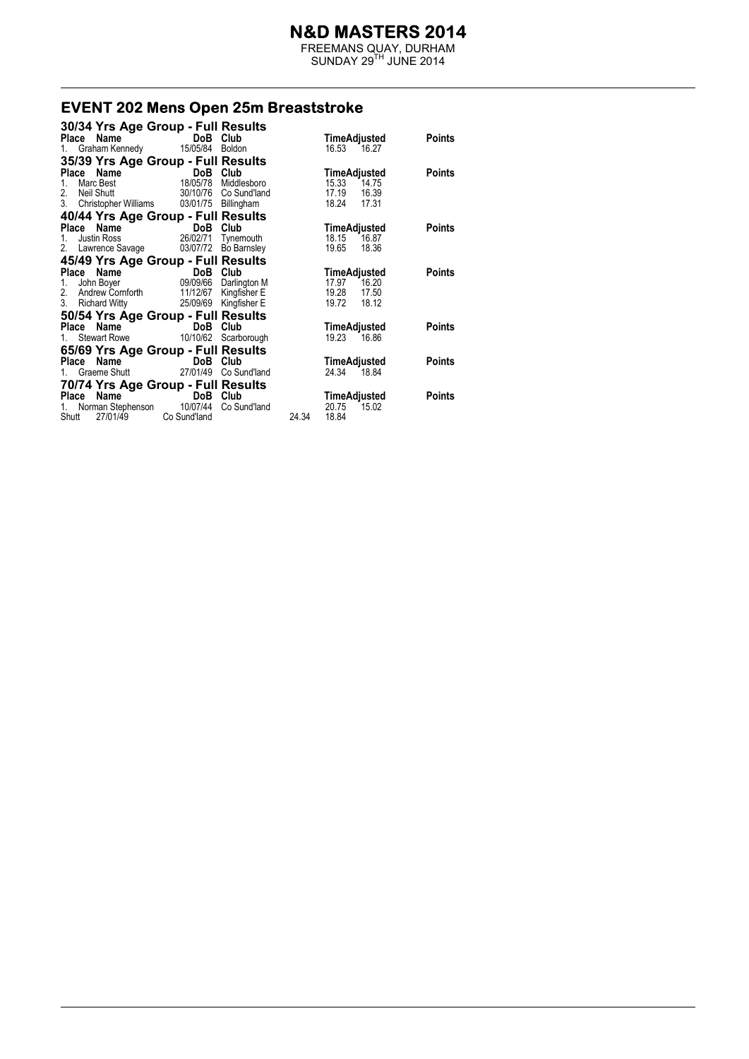# N&D MASTERS 2014

FREEMANS QUAY, DURHAM
SUNDAY 29TH JUNE 2014

## EVENT 202 Mens Open 25m Breaststroke

### 30/34 Yrs Age Group - Full Results

| Place | Name | DoB | Club | Time | Adjusted | Points |
|---|---|---|---|---|---|---|
| 1. | Graham Kennedy | 15/05/84 | Boldon | 16.53 | 16.27 | |

### 35/39 Yrs Age Group - Full Results

| Place | Name | DoB | Club | Time | Adjusted | Points |
|---|---|---|---|---|---|---|
| 1. | Marc Best | 18/05/78 | Middlesboro | 15.33 | 14.75 | |
| 2. | Neil Shutt | 30/10/76 | Co Sund'land | 17.19 | 16.39 | |
| 3. | Christopher Williams | 03/01/75 | Billingham | 18.24 | 17.31 | |

### 40/44 Yrs Age Group - Full Results

| Place | Name | DoB | Club | Time | Adjusted | Points |
|---|---|---|---|---|---|---|
| 1. | Justin Ross | 26/02/71 | Tynemouth | 18.15 | 16.87 | |
| 2. | Lawrence Savage | 03/07/72 | Bo Barnsley | 19.65 | 18.36 | |

### 45/49 Yrs Age Group - Full Results

| Place | Name | DoB | Club | Time | Adjusted | Points |
|---|---|---|---|---|---|---|
| 1. | John Boyer | 09/09/66 | Darlington M | 17.97 | 16.20 | |
| 2. | Andrew Cornforth | 11/12/67 | Kingfisher E | 19.28 | 17.50 | |
| 3. | Richard Witty | 25/09/69 | Kingfisher E | 19.72 | 18.12 | |

### 50/54 Yrs Age Group - Full Results

| Place | Name | DoB | Club | Time | Adjusted | Points |
|---|---|---|---|---|---|---|
| 1. | Stewart Rowe | 10/10/62 | Scarborough | 19.23 | 16.86 | |

### 65/69 Yrs Age Group - Full Results

| Place | Name | DoB | Club | Time | Adjusted | Points |
|---|---|---|---|---|---|---|
| 1. | Graeme Shutt | 27/01/49 | Co Sund'land | 24.34 | 18.84 | |

### 70/74 Yrs Age Group - Full Results

| Place | Name | DoB | Club | Time | Adjusted | Points |
|---|---|---|---|---|---|---|
| 1. | Norman Stephenson | 10/07/44 | Co Sund'land | 20.75 | 15.02 | |

Shutt 27/01/49 Co Sund'land 24.34 18.84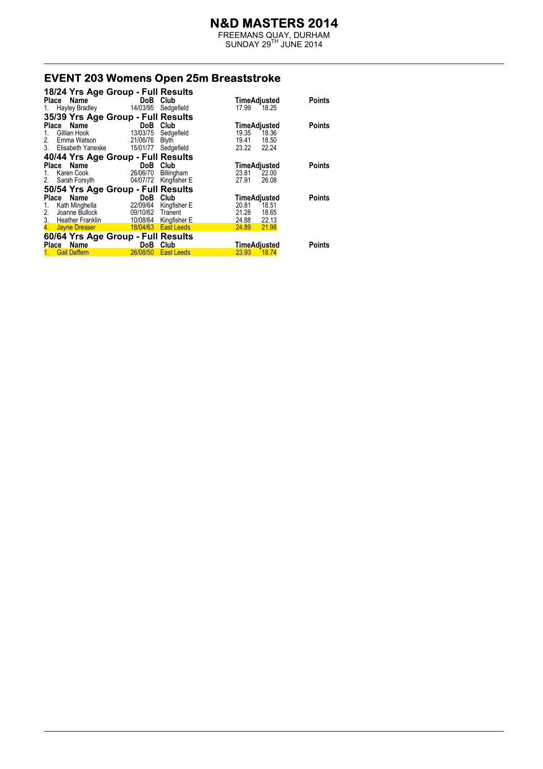# N&D MASTERS 2014

FREEMANS QUAY, DURHAM
SUNDAY 29TH JUNE 2014

## EVENT 203 Womens Open 25m Breaststroke

### 18/24 Yrs Age Group - Full Results

| Place | Name | DoB | Club | Time | Adjusted | Points |
|---|---|---|---|---|---|---|
| 1. | Hayley Bradley | 14/03/95 | Sedgefield | 17.99 | 18.25 | |

### 35/39 Yrs Age Group - Full Results

| Place | Name | DoB | Club | Time | Adjusted | Points |
|---|---|---|---|---|---|---|
| 1. | Gillian Hook | 13/03/75 | Sedgefield | 19.35 | 18.36 | |
| 2. | Emma Watson | 21/06/76 | Blyth | 19.41 | 18.50 | |
| 3. | Elisabeth Yaneske | 15/01/77 | Sedgefield | 23.22 | 22.24 | |

### 40/44 Yrs Age Group - Full Results

| Place | Name | DoB | Club | Time | Adjusted | Points |
|---|---|---|---|---|---|---|
| 1. | Karen Cook | 26/06/70 | Billingham | 23.81 | 22.00 | |
| 2. | Sarah Forsyth | 04/07/72 | Kingfisher E | 27.91 | 26.08 | |

### 50/54 Yrs Age Group - Full Results

| Place | Name | DoB | Club | Time | Adjusted | Points |
|---|---|---|---|---|---|---|
| 1. | Kath Minghella | 22/09/64 | Kingfisher E | 20.81 | 18.51 | |
| 2. | Joanne Bullock | 09/10/62 | Tranent | 21.28 | 18.65 | |
| 3. | Heather Franklin | 10/08/64 | Kingfisher E | 24.88 | 22.13 | |
| 4. | Jayne Dresser | 18/04/63 | East Leeds | 24.89 | 21.98 | |

### 60/64 Yrs Age Group - Full Results

| Place | Name | DoB | Club | Time | Adjusted | Points |
|---|---|---|---|---|---|---|
| 1. | Gail Daffern | 26/08/50 | East Leeds | 23.93 | 18.74 | |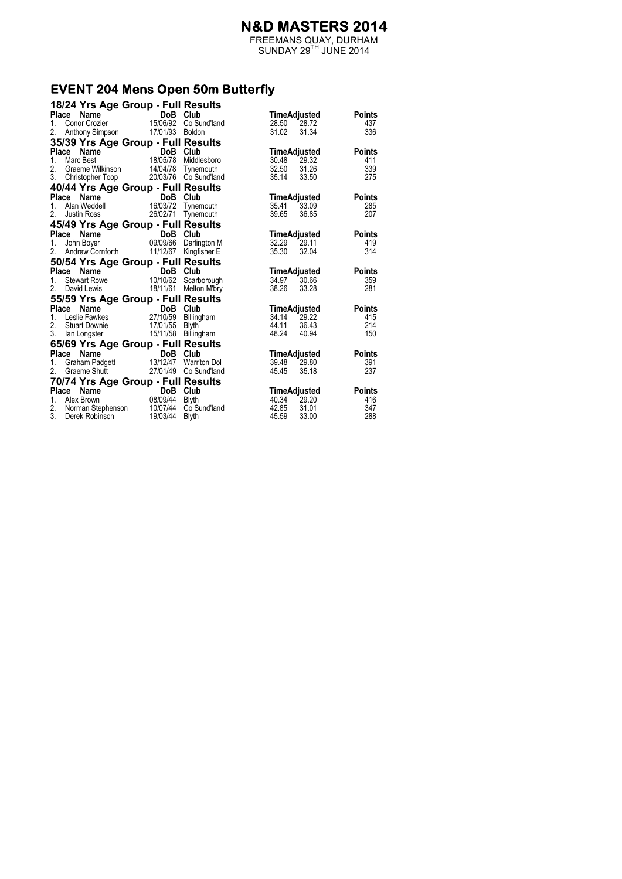# N&D MASTERS 2014

FREEMANS QUAY, DURHAM
SUNDAY 29TH JUNE 2014

## EVENT 204 Mens Open 50m Butterfly

### 18/24 Yrs Age Group - Full Results

| Place | Name | DoB | Club | Time | Adjusted | Points |
|---|---|---|---|---|---|---|
| 1. | Conor Crozier | 15/06/92 | Co Sund'land | 28.50 | 28.72 | 437 |
| 2. | Anthony Simpson | 17/01/93 | Boldon | 31.02 | 31.34 | 336 |

### 35/39 Yrs Age Group - Full Results

| Place | Name | DoB | Club | Time | Adjusted | Points |
|---|---|---|---|---|---|---|
| 1. | Marc Best | 18/05/78 | Middlesboro | 30.48 | 29.32 | 411 |
| 2. | Graeme Wilkinson | 14/04/78 | Tynemouth | 32.50 | 31.26 | 339 |
| 3. | Christopher Toop | 20/03/76 | Co Sund'land | 35.14 | 33.50 | 275 |

### 40/44 Yrs Age Group - Full Results

| Place | Name | DoB | Club | Time | Adjusted | Points |
|---|---|---|---|---|---|---|
| 1. | Alan Weddell | 16/03/72 | Tynemouth | 35.41 | 33.09 | 285 |
| 2. | Justin Ross | 26/02/71 | Tynemouth | 39.65 | 36.85 | 207 |

### 45/49 Yrs Age Group - Full Results

| Place | Name | DoB | Club | Time | Adjusted | Points |
|---|---|---|---|---|---|---|
| 1. | John Boyer | 09/09/66 | Darlington M | 32.29 | 29.11 | 419 |
| 2. | Andrew Cornforth | 11/12/67 | Kingfisher E | 35.30 | 32.04 | 314 |

### 50/54 Yrs Age Group - Full Results

| Place | Name | DoB | Club | Time | Adjusted | Points |
|---|---|---|---|---|---|---|
| 1. | Stewart Rowe | 10/10/62 | Scarborough | 34.97 | 30.66 | 359 |
| 2. | David Lewis | 18/11/61 | Melton M'bry | 38.26 | 33.28 | 281 |

### 55/59 Yrs Age Group - Full Results

| Place | Name | DoB | Club | Time | Adjusted | Points |
|---|---|---|---|---|---|---|
| 1. | Leslie Fawkes | 27/10/59 | Billingham | 34.14 | 29.22 | 415 |
| 2. | Stuart Downie | 17/01/55 | Blyth | 44.11 | 36.43 | 214 |
| 3. | Ian Longster | 15/11/58 | Billingham | 48.24 | 40.94 | 150 |

### 65/69 Yrs Age Group - Full Results

| Place | Name | DoB | Club | Time | Adjusted | Points |
|---|---|---|---|---|---|---|
| 1. | Graham Padgett | 13/12/47 | Warr'ton Dol | 39.48 | 29.80 | 391 |
| 2. | Graeme Shutt | 27/01/49 | Co Sund'land | 45.45 | 35.18 | 237 |

### 70/74 Yrs Age Group - Full Results

| Place | Name | DoB | Club | Time | Adjusted | Points |
|---|---|---|---|---|---|---|
| 1. | Alex Brown | 08/09/44 | Blyth | 40.34 | 29.20 | 416 |
| 2. | Norman Stephenson | 10/07/44 | Co Sund'land | 42.85 | 31.01 | 347 |
| 3. | Derek Robinson | 19/03/44 | Blyth | 45.59 | 33.00 | 288 |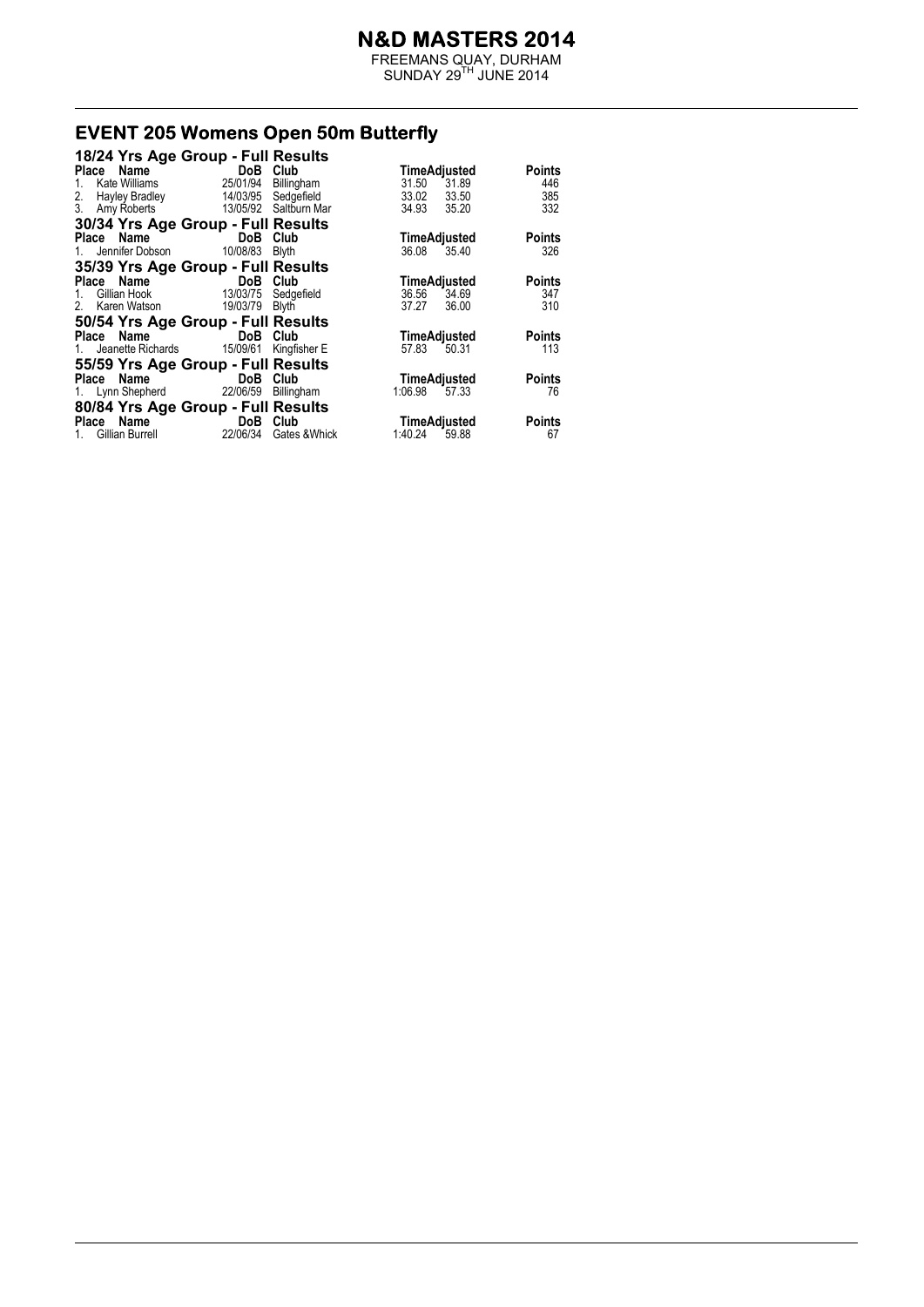# N&D MASTERS 2014

FREEMANS QUAY, DURHAM
SUNDAY 29TH JUNE 2014

## EVENT 205 Womens Open 50m Butterfly

### 18/24 Yrs Age Group - Full Results

| Place | Name | DoB | Club | Time | Adjusted | Points |
|---|---|---|---|---|---|---|
| 1. | Kate Williams | 25/01/94 | Billingham | 31.50 | 31.89 | 446 |
| 2. | Hayley Bradley | 14/03/95 | Sedgefield | 33.02 | 33.50 | 385 |
| 3. | Amy Roberts | 13/05/92 | Saltburn Mar | 34.93 | 35.20 | 332 |

### 30/34 Yrs Age Group - Full Results

| Place | Name | DoB | Club | Time | Adjusted | Points |
|---|---|---|---|---|---|---|
| 1. | Jennifer Dobson | 10/08/83 | Blyth | 36.08 | 35.40 | 326 |

### 35/39 Yrs Age Group - Full Results

| Place | Name | DoB | Club | Time | Adjusted | Points |
|---|---|---|---|---|---|---|
| 1. | Gillian Hook | 13/03/75 | Sedgefield | 36.56 | 34.69 | 347 |
| 2. | Karen Watson | 19/03/79 | Blyth | 37.27 | 36.00 | 310 |

### 50/54 Yrs Age Group - Full Results

| Place | Name | DoB | Club | Time | Adjusted | Points |
|---|---|---|---|---|---|---|
| 1. | Jeanette Richards | 15/09/61 | Kingfisher E | 57.83 | 50.31 | 113 |

### 55/59 Yrs Age Group - Full Results

| Place | Name | DoB | Club | Time | Adjusted | Points |
|---|---|---|---|---|---|---|
| 1. | Lynn Shepherd | 22/06/59 | Billingham | 1:06.98 | 57.33 | 76 |

### 80/84 Yrs Age Group - Full Results

| Place | Name | DoB | Club | Time | Adjusted | Points |
|---|---|---|---|---|---|---|
| 1. | Gillian Burrell | 22/06/34 | Gates &Whick | 1:40.24 | 59.88 | 67 |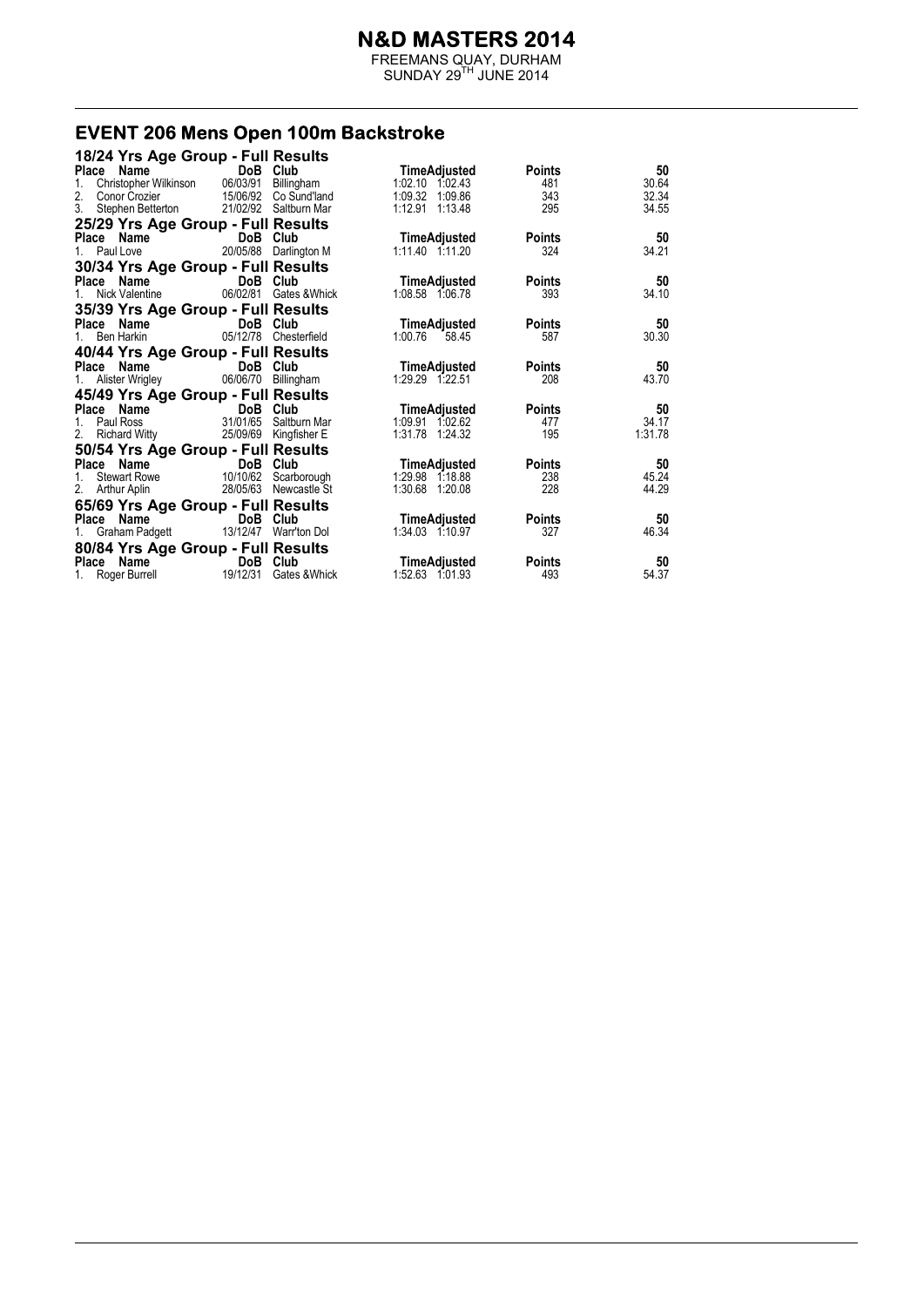# N&D MASTERS 2014

FREEMANS QUAY, DURHAM
SUNDAY 29TH JUNE 2014

## EVENT 206 Mens Open 100m Backstroke

### 18/24 Yrs Age Group - Full Results

| Place | Name | DoB | Club | Time | Adjusted | Points | 50 |
|---|---|---|---|---|---|---|---|
| 1. | Christopher Wilkinson | 06/03/91 | Billingham | 1:02.10 | 1:02.43 | 481 | 30.64 |
| 2. | Conor Crozier | 15/06/92 | Co Sund'land | 1:09.32 | 1:09.86 | 343 | 32.34 |
| 3. | Stephen Betterton | 21/02/92 | Saltburn Mar | 1:12.91 | 1:13.48 | 295 | 34.55 |

### 25/29 Yrs Age Group - Full Results

| Place | Name | DoB | Club | Time | Adjusted | Points | 50 |
|---|---|---|---|---|---|---|---|
| 1. | Paul Love | 20/05/88 | Darlington M | 1:11.40 | 1:11.20 | 324 | 34.21 |

### 30/34 Yrs Age Group - Full Results

| Place | Name | DoB | Club | Time | Adjusted | Points | 50 |
|---|---|---|---|---|---|---|---|
| 1. | Nick Valentine | 06/02/81 | Gates &Whick | 1:08.58 | 1:06.78 | 393 | 34.10 |

### 35/39 Yrs Age Group - Full Results

| Place | Name | DoB | Club | Time | Adjusted | Points | 50 |
|---|---|---|---|---|---|---|---|
| 1. | Ben Harkin | 05/12/78 | Chesterfield | 1:00.76 | 58.45 | 587 | 30.30 |

### 40/44 Yrs Age Group - Full Results

| Place | Name | DoB | Club | Time | Adjusted | Points | 50 |
|---|---|---|---|---|---|---|---|
| 1. | Alister Wrigley | 06/06/70 | Billingham | 1:29.29 | 1:22.51 | 208 | 43.70 |

### 45/49 Yrs Age Group - Full Results

| Place | Name | DoB | Club | Time | Adjusted | Points | 50 |
|---|---|---|---|---|---|---|---|
| 1. | Paul Ross | 31/01/65 | Saltburn Mar | 1:09.91 | 1:02.62 | 477 | 34.17 |
| 2. | Richard Witty | 25/09/69 | Kingfisher E | 1:31.78 | 1:24.32 | 195 | 1:31.78 |

### 50/54 Yrs Age Group - Full Results

| Place | Name | DoB | Club | Time | Adjusted | Points | 50 |
|---|---|---|---|---|---|---|---|
| 1. | Stewart Rowe | 10/10/62 | Scarborough | 1:29.98 | 1:18.88 | 238 | 45.24 |
| 2. | Arthur Aplin | 28/05/63 | Newcastle St | 1:30.68 | 1:20.08 | 228 | 44.29 |

### 65/69 Yrs Age Group - Full Results

| Place | Name | DoB | Club | Time | Adjusted | Points | 50 |
|---|---|---|---|---|---|---|---|
| 1. | Graham Padgett | 13/12/47 | Warr'ton Dol | 1:34.03 | 1:10.97 | 327 | 46.34 |

### 80/84 Yrs Age Group - Full Results

| Place | Name | DoB | Club | Time | Adjusted | Points | 50 |
|---|---|---|---|---|---|---|---|
| 1. | Roger Burrell | 19/12/31 | Gates &Whick | 1:52.63 | 1:01.93 | 493 | 54.37 |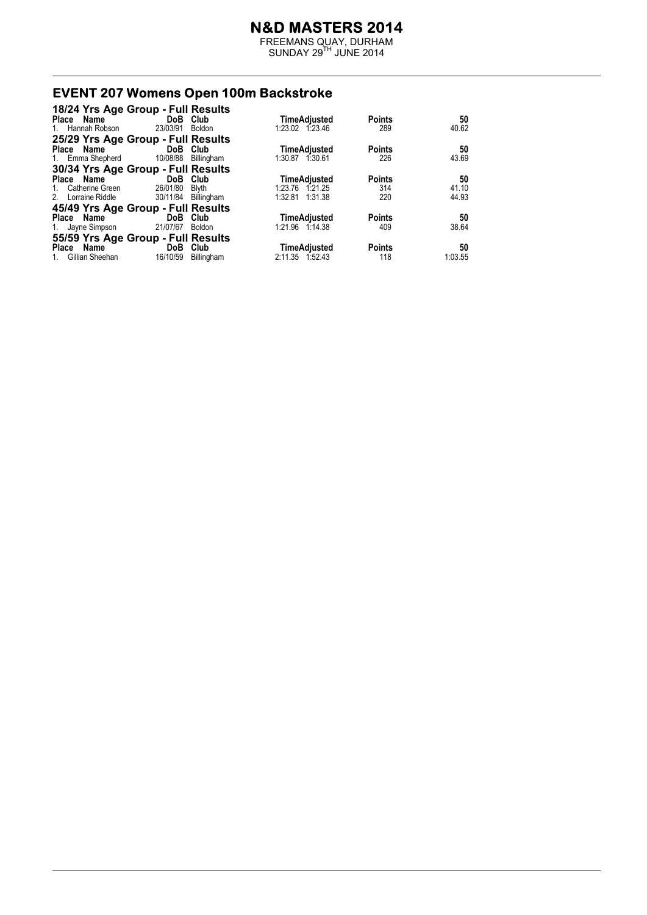# N&D MASTERS 2014

FREEMANS QUAY, DURHAM
SUNDAY 29TH JUNE 2014

## EVENT 207 Womens Open 100m Backstroke

### 18/24 Yrs Age Group - Full Results

| Place | Name | DoB | Club | Time | Adjusted | Points | 50 |
|---|---|---|---|---|---|---|---|
| 1. | Hannah Robson | 23/03/91 | Boldon | 1:23.02 | 1:23.46 | 289 | 40.62 |

### 25/29 Yrs Age Group - Full Results

| Place | Name | DoB | Club | Time | Adjusted | Points | 50 |
|---|---|---|---|---|---|---|---|
| 1. | Emma Shepherd | 10/08/88 | Billingham | 1:30.87 | 1:30.61 | 226 | 43.69 |

### 30/34 Yrs Age Group - Full Results

| Place | Name | DoB | Club | Time | Adjusted | Points | 50 |
|---|---|---|---|---|---|---|---|
| 1. | Catherine Green | 26/01/80 | Blyth | 1:23.76 | 1:21.25 | 314 | 41.10 |
| 2. | Lorraine Riddle | 30/11/84 | Billingham | 1:32.81 | 1:31.38 | 220 | 44.93 |

### 45/49 Yrs Age Group - Full Results

| Place | Name | DoB | Club | Time | Adjusted | Points | 50 |
|---|---|---|---|---|---|---|---|
| 1. | Jayne Simpson | 21/07/67 | Boldon | 1:21.96 | 1:14.38 | 409 | 38.64 |

### 55/59 Yrs Age Group - Full Results

| Place | Name | DoB | Club | Time | Adjusted | Points | 50 |
|---|---|---|---|---|---|---|---|
| 1. | Gillian Sheehan | 16/10/59 | Billingham | 2:11.35 | 1:52.43 | 118 | 1:03.55 |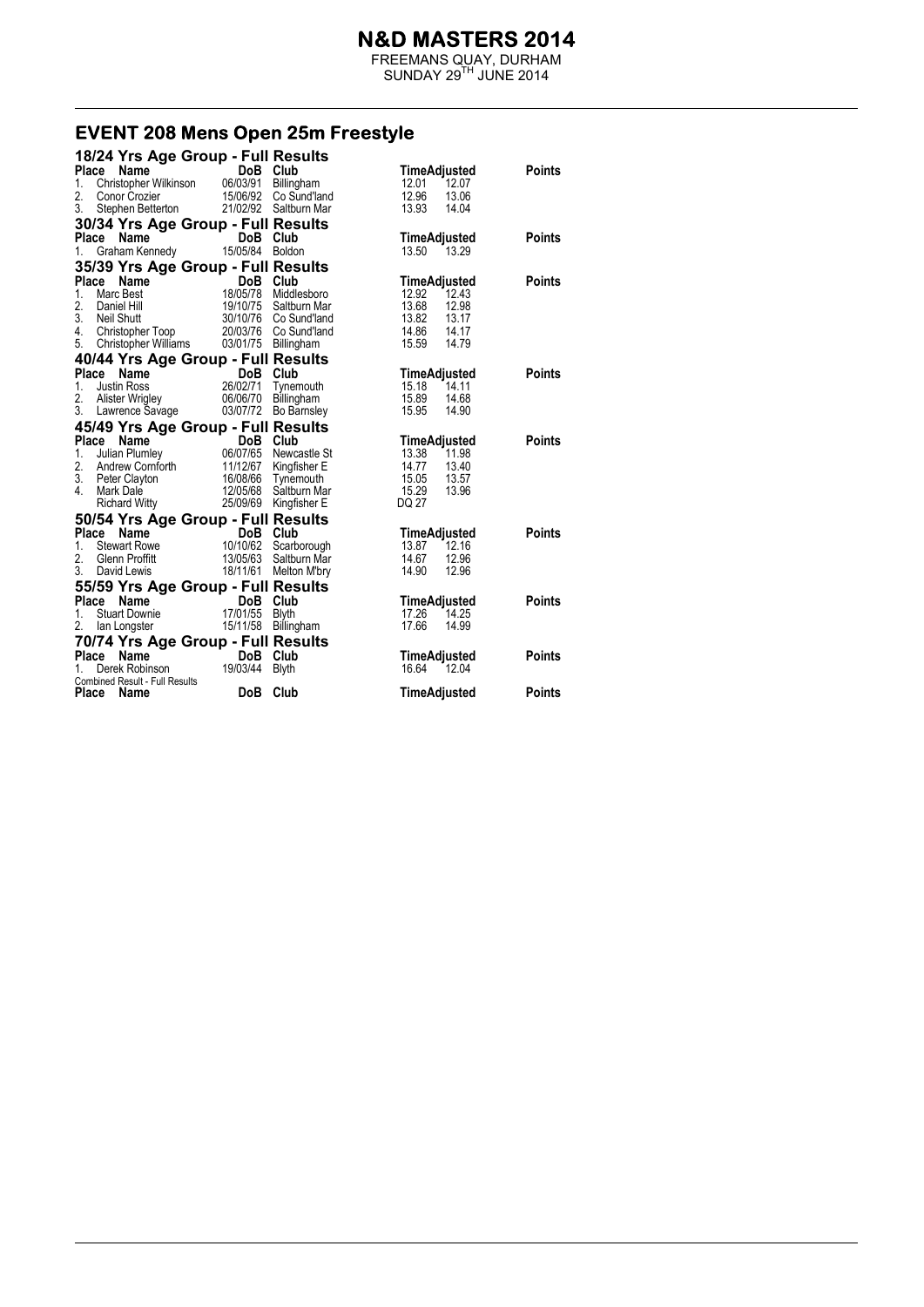# N&D MASTERS 2014

FREEMANS QUAY, DURHAM
SUNDAY 29TH JUNE 2014

## EVENT 208 Mens Open 25m Freestyle

### 18/24 Yrs Age Group - Full Results

| Place | Name | DoB | Club | Time | Adjusted | Points |
|---|---|---|---|---|---|---|
| 1. | Christopher Wilkinson | 06/03/91 | Billingham | 12.01 | 12.07 | |
| 2. | Conor Crozier | 15/06/92 | Co Sund'land | 12.96 | 13.06 | |
| 3. | Stephen Betterton | 21/02/92 | Saltburn Mar | 13.93 | 14.04 | |

### 30/34 Yrs Age Group - Full Results

| Place | Name | DoB | Club | Time | Adjusted | Points |
|---|---|---|---|---|---|---|
| 1. | Graham Kennedy | 15/05/84 | Boldon | 13.50 | 13.29 | |

### 35/39 Yrs Age Group - Full Results

| Place | Name | DoB | Club | Time | Adjusted | Points |
|---|---|---|---|---|---|---|
| 1. | Marc Best | 18/05/78 | Middlesboro | 12.92 | 12.43 | |
| 2. | Daniel Hill | 19/10/75 | Saltburn Mar | 13.68 | 12.98 | |
| 3. | Neil Shutt | 30/10/76 | Co Sund'land | 13.82 | 13.17 | |
| 4. | Christopher Toop | 20/03/76 | Co Sund'land | 14.86 | 14.17 | |
| 5. | Christopher Williams | 03/01/75 | Billingham | 15.59 | 14.79 | |

### 40/44 Yrs Age Group - Full Results

| Place | Name | DoB | Club | Time | Adjusted | Points |
|---|---|---|---|---|---|---|
| 1. | Justin Ross | 26/02/71 | Tynemouth | 15.18 | 14.11 | |
| 2. | Alister Wrigley | 06/06/70 | Billingham | 15.89 | 14.68 | |
| 3. | Lawrence Savage | 03/07/72 | Bo Barnsley | 15.95 | 14.90 | |

### 45/49 Yrs Age Group - Full Results

| Place | Name | DoB | Club | Time | Adjusted | Points |
|---|---|---|---|---|---|---|
| 1. | Julian Plumley | 06/07/65 | Newcastle St | 13.38 | 11.98 | |
| 2. | Andrew Cornforth | 11/12/67 | Kingfisher E | 14.77 | 13.40 | |
| 3. | Peter Clayton | 16/08/66 | Tynemouth | 15.05 | 13.57 | |
| 4. | Mark Dale | 12/05/68 | Saltburn Mar | 15.29 | 13.96 | |
| | Richard Witty | 25/09/69 | Kingfisher E | DQ 27 | | |

### 50/54 Yrs Age Group - Full Results

| Place | Name | DoB | Club | Time | Adjusted | Points |
|---|---|---|---|---|---|---|
| 1. | Stewart Rowe | 10/10/62 | Scarborough | 13.87 | 12.16 | |
| 2. | Glenn Proffitt | 13/05/63 | Saltburn Mar | 14.67 | 12.96 | |
| 3. | David Lewis | 18/11/61 | Melton M'bry | 14.90 | 12.96 | |

### 55/59 Yrs Age Group - Full Results

| Place | Name | DoB | Club | Time | Adjusted | Points |
|---|---|---|---|---|---|---|
| 1. | Stuart Downie | 17/01/55 | Blyth | 17.26 | 14.25 | |
| 2. | Ian Longster | 15/11/58 | Billingham | 17.66 | 14.99 | |

### 70/74 Yrs Age Group - Full Results

| Place | Name | DoB | Club | Time | Adjusted | Points |
|---|---|---|---|---|---|---|
| 1. | Derek Robinson | 19/03/44 | Blyth | 16.64 | 12.04 | |

Combined Result - Full Results

| Place | Name | DoB | Club | Time | Adjusted | Points |
|---|---|---|---|---|---|---|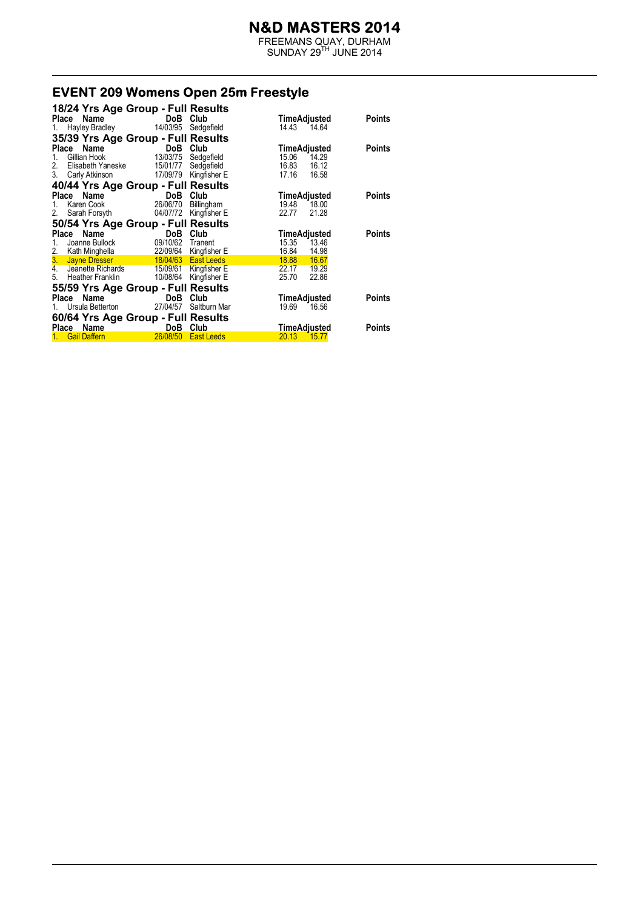# N&D MASTERS 2014

FREEMANS QUAY, DURHAM
SUNDAY 29TH JUNE 2014

## EVENT 209 Womens Open 25m Freestyle

### 18/24 Yrs Age Group - Full Results

| Place | Name | DoB | Club | Time | Adjusted | Points |
|---|---|---|---|---|---|---|
| 1. | Hayley Bradley | 14/03/95 | Sedgefield | 14.43 | 14.64 | |

### 35/39 Yrs Age Group - Full Results

| Place | Name | DoB | Club | Time | Adjusted | Points |
|---|---|---|---|---|---|---|
| 1. | Gillian Hook | 13/03/75 | Sedgefield | 15.06 | 14.29 | |
| 2. | Elisabeth Yaneske | 15/01/77 | Sedgefield | 16.83 | 16.12 | |
| 3. | Carly Atkinson | 17/09/79 | Kingfisher E | 17.16 | 16.58 | |

### 40/44 Yrs Age Group - Full Results

| Place | Name | DoB | Club | Time | Adjusted | Points |
|---|---|---|---|---|---|---|
| 1. | Karen Cook | 26/06/70 | Billingham | 19.48 | 18.00 | |
| 2. | Sarah Forsyth | 04/07/72 | Kingfisher E | 22.77 | 21.28 | |

### 50/54 Yrs Age Group - Full Results

| Place | Name | DoB | Club | Time | Adjusted | Points |
|---|---|---|---|---|---|---|
| 1. | Joanne Bullock | 09/10/62 | Tranent | 15.35 | 13.46 | |
| 2. | Kath Minghella | 22/09/64 | Kingfisher E | 16.84 | 14.98 | |
| 3. | Jayne Dresser | 18/04/63 | East Leeds | 18.88 | 16.67 | |
| 4. | Jeanette Richards | 15/09/61 | Kingfisher E | 22.17 | 19.29 | |
| 5. | Heather Franklin | 10/08/64 | Kingfisher E | 25.70 | 22.86 | |

### 55/59 Yrs Age Group - Full Results

| Place | Name | DoB | Club | Time | Adjusted | Points |
|---|---|---|---|---|---|---|
| 1. | Ursula Betterton | 27/04/57 | Saltburn Mar | 19.69 | 16.56 | |

### 60/64 Yrs Age Group - Full Results

| Place | Name | DoB | Club | Time | Adjusted | Points |
|---|---|---|---|---|---|---|
| 1. | Gail Daffern | 26/08/50 | East Leeds | 20.13 | 15.77 | |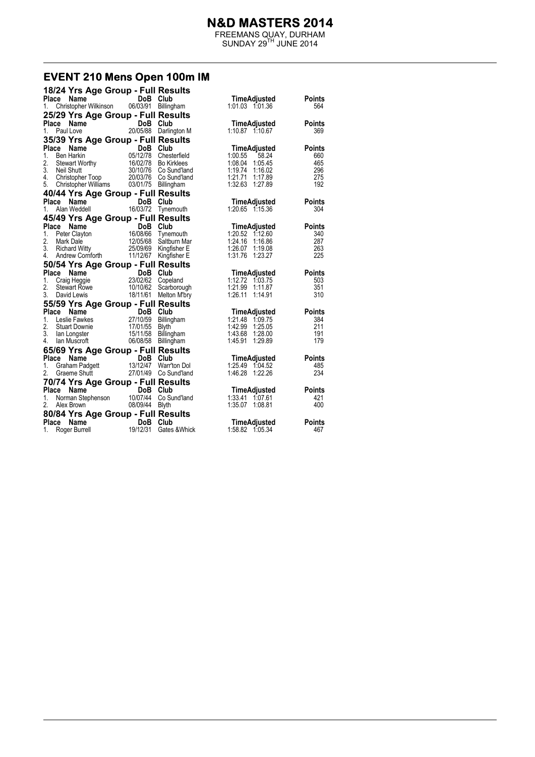# N&D MASTERS 2014

FREEMANS QUAY, DURHAM
SUNDAY 29TH JUNE 2014

## EVENT 210 Mens Open 100m IM

### 18/24 Yrs Age Group - Full Results

| Place | Name | DoB | Club | Time | Adjusted | Points |
|---|---|---|---|---|---|---|
| 1. | Christopher Wilkinson | 06/03/91 | Billingham | 1:01.03 | 1:01.36 | 564 |

### 25/29 Yrs Age Group - Full Results

| Place | Name | DoB | Club | Time | Adjusted | Points |
|---|---|---|---|---|---|---|
| 1. | Paul Love | 20/05/88 | Darlington M | 1:10.87 | 1:10.67 | 369 |

### 35/39 Yrs Age Group - Full Results

| Place | Name | DoB | Club | Time | Adjusted | Points |
|---|---|---|---|---|---|---|
| 1. | Ben Harkin | 05/12/78 | Chesterfield | 1:00.55 | 58.24 | 660 |
| 2. | Stewart Worthy | 16/02/78 | Bo Kirklees | 1:08.04 | 1:05.45 | 465 |
| 3. | Neil Shutt | 30/10/76 | Co Sund'land | 1:19.74 | 1:16.02 | 296 |
| 4. | Christopher Toop | 20/03/76 | Co Sund'land | 1:21.71 | 1:17.89 | 275 |
| 5. | Christopher Williams | 03/01/75 | Billingham | 1:32.63 | 1:27.89 | 192 |

### 40/44 Yrs Age Group - Full Results

| Place | Name | DoB | Club | Time | Adjusted | Points |
|---|---|---|---|---|---|---|
| 1. | Alan Weddell | 16/03/72 | Tynemouth | 1:20.65 | 1:15.36 | 304 |

### 45/49 Yrs Age Group - Full Results

| Place | Name | DoB | Club | Time | Adjusted | Points |
|---|---|---|---|---|---|---|
| 1. | Peter Clayton | 16/08/66 | Tynemouth | 1:20.52 | 1:12.60 | 340 |
| 2. | Mark Dale | 12/05/68 | Saltburn Mar | 1:24.16 | 1:16.86 | 287 |
| 3. | Richard Witty | 25/09/69 | Kingfisher E | 1:26.07 | 1:19.08 | 263 |
| 4. | Andrew Cornforth | 11/12/67 | Kingfisher E | 1:31.76 | 1:23.27 | 225 |

### 50/54 Yrs Age Group - Full Results

| Place | Name | DoB | Club | Time | Adjusted | Points |
|---|---|---|---|---|---|---|
| 1. | Craig Heggie | 23/02/62 | Copeland | 1:12.72 | 1:03.75 | 503 |
| 2. | Stewart Rowe | 10/10/62 | Scarborough | 1:21.99 | 1:11.87 | 351 |
| 3. | David Lewis | 18/11/61 | Melton M'bry | 1:26.11 | 1:14.91 | 310 |

### 55/59 Yrs Age Group - Full Results

| Place | Name | DoB | Club | Time | Adjusted | Points |
|---|---|---|---|---|---|---|
| 1. | Leslie Fawkes | 27/10/59 | Billingham | 1:21.48 | 1:09.75 | 384 |
| 2. | Stuart Downie | 17/01/55 | Blyth | 1:42.99 | 1:25.05 | 211 |
| 3. | Ian Longster | 15/11/58 | Billingham | 1:43.68 | 1:28.00 | 191 |
| 4. | Ian Muscroft | 06/08/58 | Billingham | 1:45.91 | 1:29.89 | 179 |

### 65/69 Yrs Age Group - Full Results

| Place | Name | DoB | Club | Time | Adjusted | Points |
|---|---|---|---|---|---|---|
| 1. | Graham Padgett | 13/12/47 | Warr'ton Dol | 1:25.49 | 1:04.52 | 485 |
| 2. | Graeme Shutt | 27/01/49 | Co Sund'land | 1:46.28 | 1:22.26 | 234 |

### 70/74 Yrs Age Group - Full Results

| Place | Name | DoB | Club | Time | Adjusted | Points |
|---|---|---|---|---|---|---|
| 1. | Norman Stephenson | 10/07/44 | Co Sund'land | 1:33.41 | 1:07.61 | 421 |
| 2. | Alex Brown | 08/09/44 | Blyth | 1:35.07 | 1:08.81 | 400 |

### 80/84 Yrs Age Group - Full Results

| Place | Name | DoB | Club | Time | Adjusted | Points |
|---|---|---|---|---|---|---|
| 1. | Roger Burrell | 19/12/31 | Gates &Whick | 1:58.82 | 1:05.34 | 467 |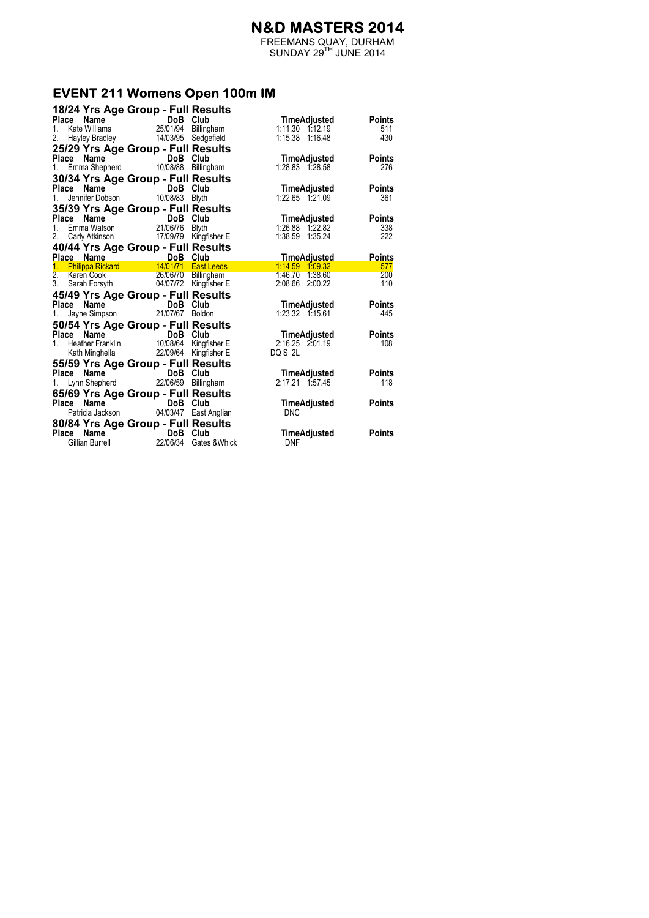# N&D MASTERS 2014

FREEMANS QUAY, DURHAM
SUNDAY 29TH JUNE 2014

## EVENT 211 Womens Open 100m IM

### 18/24 Yrs Age Group - Full Results

| Place | Name | DoB | Club | Time | Adjusted | Points |
|---|---|---|---|---|---|---|
| 1. | Kate Williams | 25/01/94 | Billingham | 1:11.30 | 1:12.19 | 511 |
| 2. | Hayley Bradley | 14/03/95 | Sedgefield | 1:15.38 | 1:16.48 | 430 |

### 25/29 Yrs Age Group - Full Results

| Place | Name | DoB | Club | Time | Adjusted | Points |
|---|---|---|---|---|---|---|
| 1. | Emma Shepherd | 10/08/88 | Billingham | 1:28.83 | 1:28.58 | 276 |

### 30/34 Yrs Age Group - Full Results

| Place | Name | DoB | Club | Time | Adjusted | Points |
|---|---|---|---|---|---|---|
| 1. | Jennifer Dobson | 10/08/83 | Blyth | 1:22.65 | 1:21.09 | 361 |

### 35/39 Yrs Age Group - Full Results

| Place | Name | DoB | Club | Time | Adjusted | Points |
|---|---|---|---|---|---|---|
| 1. | Emma Watson | 21/06/76 | Blyth | 1:26.88 | 1:22.82 | 338 |
| 2. | Carly Atkinson | 17/09/79 | Kingfisher E | 1:38.59 | 1:35.24 | 222 |

### 40/44 Yrs Age Group - Full Results

| Place | Name | DoB | Club | Time | Adjusted | Points |
|---|---|---|---|---|---|---|
| 1. | Philippa Rickard | 14/01/71 | East Leeds | 1:14.59 | 1:09.32 | 577 |
| 2. | Karen Cook | 26/06/70 | Billingham | 1:46.70 | 1:38.60 | 200 |
| 3. | Sarah Forsyth | 04/07/72 | Kingfisher E | 2:08.66 | 2:00.22 | 110 |

### 45/49 Yrs Age Group - Full Results

| Place | Name | DoB | Club | Time | Adjusted | Points |
|---|---|---|---|---|---|---|
| 1. | Jayne Simpson | 21/07/67 | Boldon | 1:23.32 | 1:15.61 | 445 |

### 50/54 Yrs Age Group - Full Results

| Place | Name | DoB | Club | Time | Adjusted | Points |
|---|---|---|---|---|---|---|
| 1. | Heather Franklin | 10/08/64 | Kingfisher E | 2:16.25 | 2:01.19 | 108 |
| | Kath Minghella | 22/09/64 | Kingfisher E | DQ S 2L | | |

### 55/59 Yrs Age Group - Full Results

| Place | Name | DoB | Club | Time | Adjusted | Points |
|---|---|---|---|---|---|---|
| 1. | Lynn Shepherd | 22/06/59 | Billingham | 2:17.21 | 1:57.45 | 118 |

### 65/69 Yrs Age Group - Full Results

| Place | Name | DoB | Club | Time | Adjusted | Points |
|---|---|---|---|---|---|---|
| | Patricia Jackson | 04/03/47 | East Anglian | DNC | | |

### 80/84 Yrs Age Group - Full Results

| Place | Name | DoB | Club | Time | Adjusted | Points |
|---|---|---|---|---|---|---|
| | Gillian Burrell | 22/06/34 | Gates &Whick | DNF | | |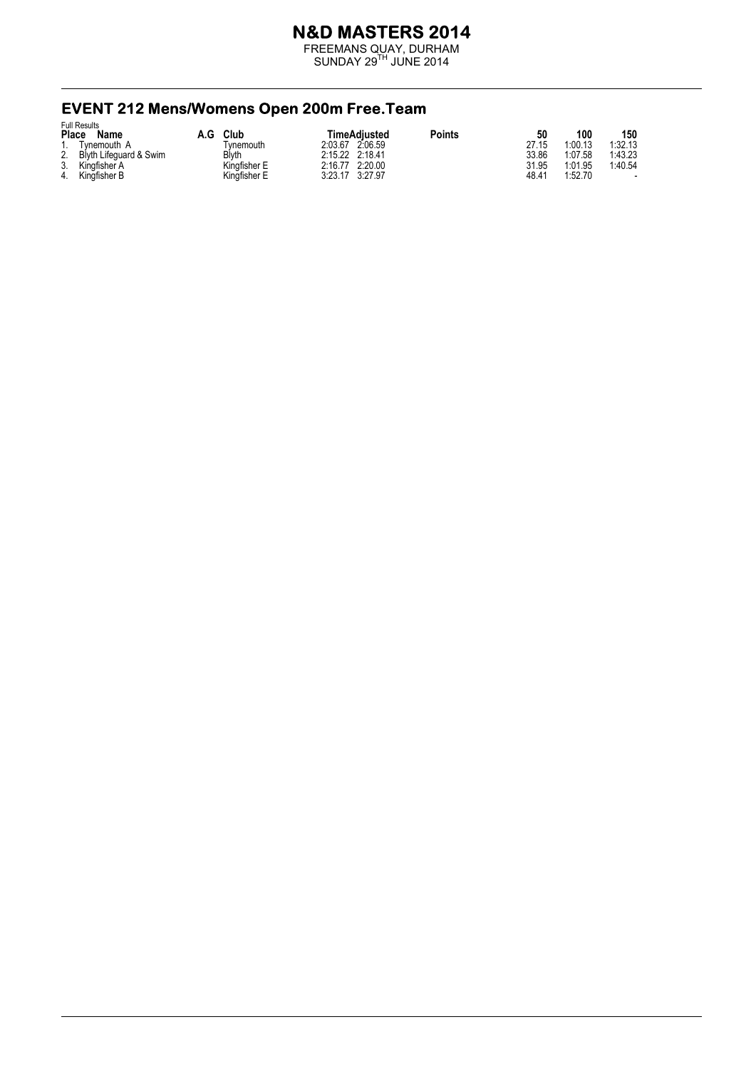# N&D MASTERS 2014

FREEMANS QUAY, DURHAM
SUNDAY 29TH JUNE 2014

## EVENT 212 Mens/Womens Open 200m Free.Team

Full Results

| Place | Name | A.G | Club | Time | Adjusted | Points | 50 | 100 | 150 |
|---|---|---|---|---|---|---|---|---|---|
| 1. | Tynemouth A | | Tynemouth | 2:03.67 | 2:06.59 | | 27.15 | 1:00.13 | 1:32.13 |
| 2. | Blyth Lifeguard & Swim | | Blyth | 2:15.22 | 2:18.41 | | 33.86 | 1:07.58 | 1:43.23 |
| 3. | Kingfisher A | | Kingfisher E | 2:16.77 | 2:20.00 | | 31.95 | 1:01.95 | 1:40.54 |
| 4. | Kingfisher B | | Kingfisher E | 3:23.17 | 3:27.97 | | 48.41 | 1:52.70 | - |